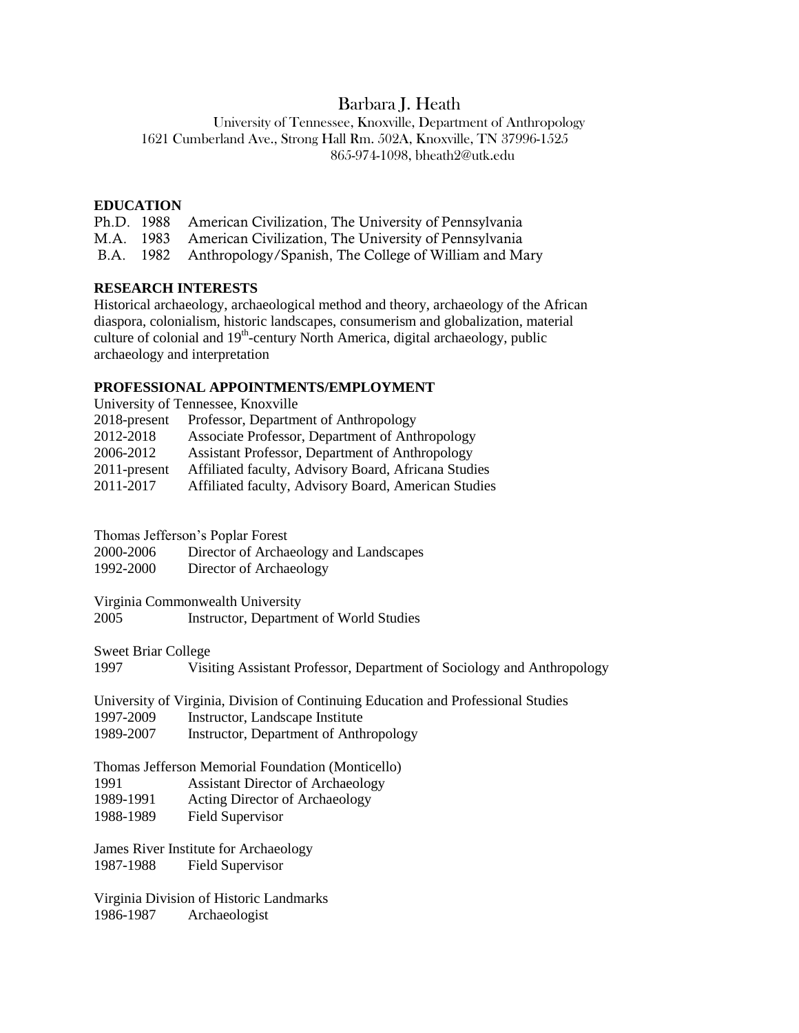# Barbara J. Heath

University of Tennessee, Knoxville, Department of Anthropology
1621 Cumberland Ave., Strong Hall Rm. 502A, Knoxville, TN 37996-1525
865-974-1098, bheath2@utk.edu

## EDUCATION

Ph.D. 1988 American Civilization, The University of Pennsylvania
M.A. 1983 American Civilization, The University of Pennsylvania
B.A. 1982 Anthropology/Spanish, The College of William and Mary

## RESEARCH INTERESTS

Historical archaeology, archaeological method and theory, archaeology of the African diaspora, colonialism, historic landscapes, consumerism and globalization, material culture of colonial and 19th-century North America, digital archaeology, public archaeology and interpretation

## PROFESSIONAL APPOINTMENTS/EMPLOYMENT

University of Tennessee, Knoxville
2018-present Professor, Department of Anthropology
2012-2018 Associate Professor, Department of Anthropology
2006-2012 Assistant Professor, Department of Anthropology
2011-present Affiliated faculty, Advisory Board, Africana Studies
2011-2017 Affiliated faculty, Advisory Board, American Studies

Thomas Jefferson's Poplar Forest
2000-2006 Director of Archaeology and Landscapes
1992-2000 Director of Archaeology

Virginia Commonwealth University
2005 Instructor, Department of World Studies

Sweet Briar College
1997 Visiting Assistant Professor, Department of Sociology and Anthropology

University of Virginia, Division of Continuing Education and Professional Studies
1997-2009 Instructor, Landscape Institute
1989-2007 Instructor, Department of Anthropology

Thomas Jefferson Memorial Foundation (Monticello)
1991 Assistant Director of Archaeology
1989-1991 Acting Director of Archaeology
1988-1989 Field Supervisor

James River Institute for Archaeology
1987-1988 Field Supervisor

Virginia Division of Historic Landmarks
1986-1987 Archaeologist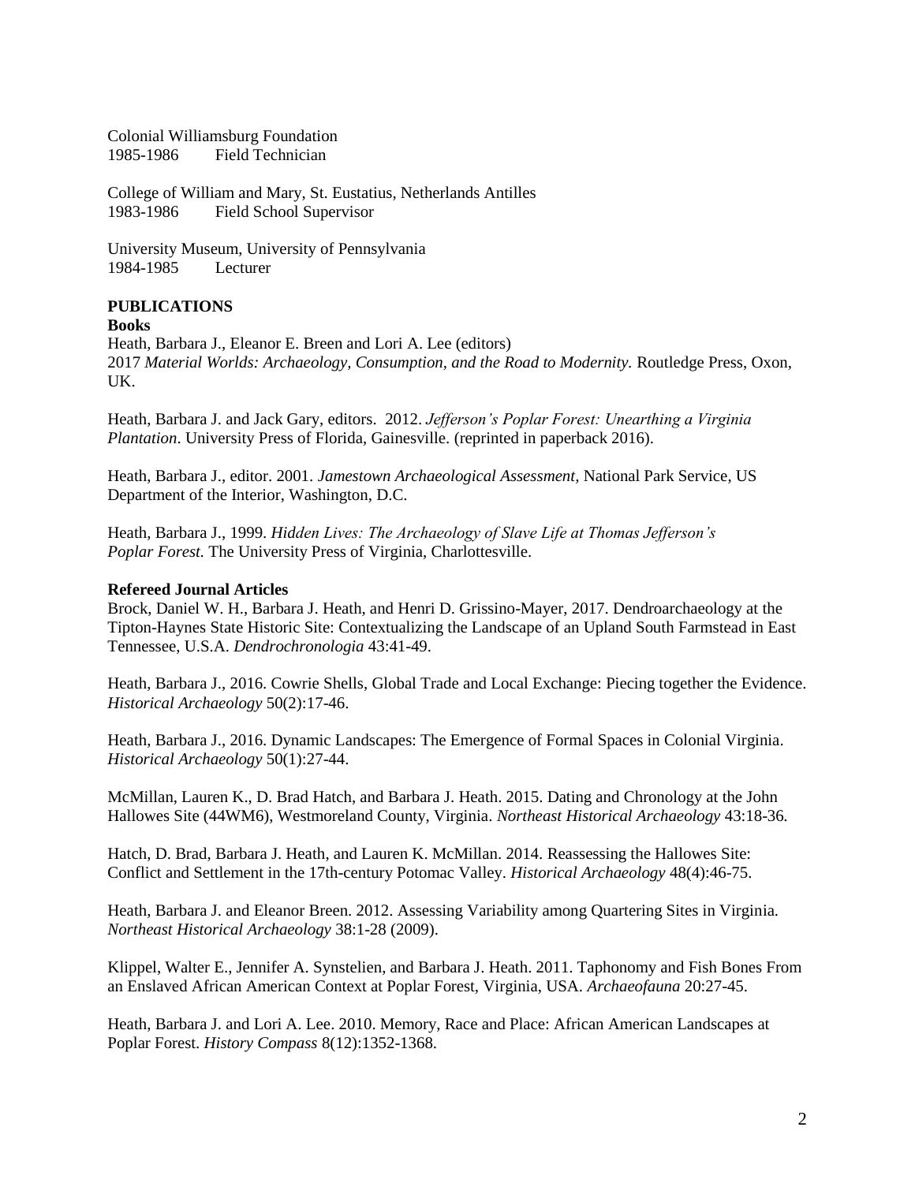Colonial Williamsburg Foundation
1985-1986 Field Technician

College of William and Mary, St. Eustatius, Netherlands Antilles
1983-1986 Field School Supervisor

University Museum, University of Pennsylvania
1984-1985 Lecturer

## PUBLICATIONS

### Books

Heath, Barbara J., Eleanor E. Breen and Lori A. Lee (editors)
2017 *Material Worlds: Archaeology, Consumption, and the Road to Modernity.* Routledge Press, Oxon, UK.

Heath, Barbara J. and Jack Gary, editors. 2012. *Jefferson's Poplar Forest: Unearthing a Virginia Plantation*. University Press of Florida, Gainesville. (reprinted in paperback 2016).

Heath, Barbara J., editor. 2001. *Jamestown Archaeological Assessment,* National Park Service, US Department of the Interior, Washington, D.C.

Heath, Barbara J., 1999. *Hidden Lives: The Archaeology of Slave Life at Thomas Jefferson's Poplar Forest.* The University Press of Virginia, Charlottesville.

### Refereed Journal Articles

Brock, Daniel W. H., Barbara J. Heath, and Henri D. Grissino-Mayer, 2017. Dendroarchaeology at the Tipton-Haynes State Historic Site: Contextualizing the Landscape of an Upland South Farmstead in East Tennessee, U.S.A. *Dendrochronologia* 43:41-49.

Heath, Barbara J., 2016. Cowrie Shells, Global Trade and Local Exchange: Piecing together the Evidence. *Historical Archaeology* 50(2):17-46.

Heath, Barbara J., 2016. Dynamic Landscapes: The Emergence of Formal Spaces in Colonial Virginia. *Historical Archaeology* 50(1):27-44.

McMillan, Lauren K., D. Brad Hatch, and Barbara J. Heath. 2015. Dating and Chronology at the John Hallowes Site (44WM6), Westmoreland County, Virginia. *Northeast Historical Archaeology* 43:18-36.

Hatch, D. Brad, Barbara J. Heath, and Lauren K. McMillan. 2014. Reassessing the Hallowes Site: Conflict and Settlement in the 17th-century Potomac Valley. *Historical Archaeology* 48(4):46-75.

Heath, Barbara J. and Eleanor Breen. 2012. Assessing Variability among Quartering Sites in Virginia. *Northeast Historical Archaeology* 38:1-28 (2009).

Klippel, Walter E., Jennifer A. Synstelien, and Barbara J. Heath. 2011. Taphonomy and Fish Bones From an Enslaved African American Context at Poplar Forest, Virginia, USA. *Archaeofauna* 20:27-45.

Heath, Barbara J. and Lori A. Lee. 2010. Memory, Race and Place: African American Landscapes at Poplar Forest. *History Compass* 8(12):1352-1368.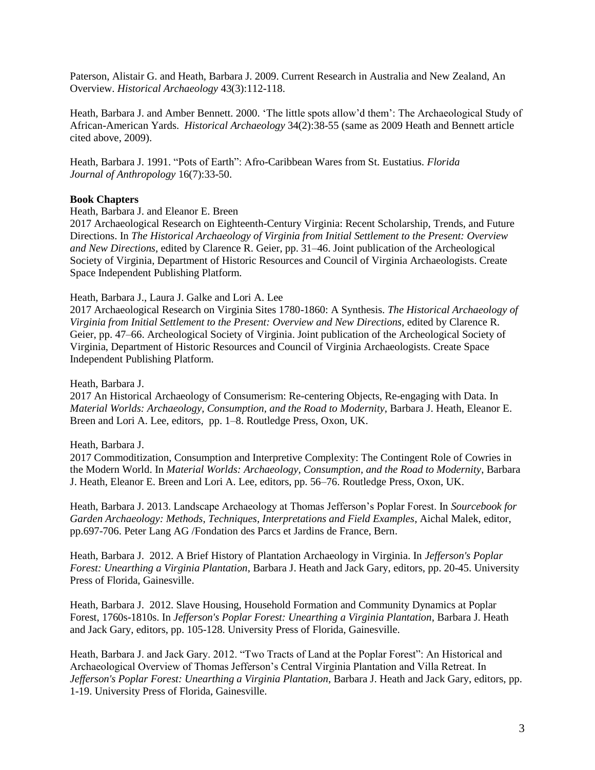Paterson, Alistair G. and Heath, Barbara J. 2009. Current Research in Australia and New Zealand, An Overview. *Historical Archaeology* 43(3):112-118.

Heath, Barbara J. and Amber Bennett. 2000. 'The little spots allow'd them': The Archaeological Study of African-American Yards. *Historical Archaeology* 34(2):38-55 (same as 2009 Heath and Bennett article cited above, 2009).

Heath, Barbara J. 1991. "Pots of Earth": Afro-Caribbean Wares from St. Eustatius. *Florida Journal of Anthropology* 16(7):33-50.

**Book Chapters**

Heath, Barbara J. and Eleanor E. Breen
2017 Archaeological Research on Eighteenth-Century Virginia: Recent Scholarship, Trends, and Future Directions. In *The Historical Archaeology of Virginia from Initial Settlement to the Present: Overview and New Directions*, edited by Clarence R. Geier, pp. 31–46. Joint publication of the Archeological Society of Virginia, Department of Historic Resources and Council of Virginia Archaeologists. Create Space Independent Publishing Platform.

Heath, Barbara J., Laura J. Galke and Lori A. Lee
2017 Archaeological Research on Virginia Sites 1780-1860: A Synthesis. *The Historical Archaeology of Virginia from Initial Settlement to the Present: Overview and New Directions*, edited by Clarence R. Geier, pp. 47–66. Archeological Society of Virginia. Joint publication of the Archeological Society of Virginia, Department of Historic Resources and Council of Virginia Archaeologists. Create Space Independent Publishing Platform.

Heath, Barbara J.
2017 An Historical Archaeology of Consumerism: Re-centering Objects, Re-engaging with Data. In *Material Worlds: Archaeology, Consumption, and the Road to Modernity*, Barbara J. Heath, Eleanor E. Breen and Lori A. Lee, editors, pp. 1–8. Routledge Press, Oxon, UK.

Heath, Barbara J.
2017 Commoditization, Consumption and Interpretive Complexity: The Contingent Role of Cowries in the Modern World. In *Material Worlds: Archaeology, Consumption, and the Road to Modernity*, Barbara J. Heath, Eleanor E. Breen and Lori A. Lee, editors, pp. 56–76. Routledge Press, Oxon, UK.

Heath, Barbara J. 2013. Landscape Archaeology at Thomas Jefferson's Poplar Forest. In *Sourcebook for Garden Archaeology: Methods, Techniques, Interpretations and Field Examples*, Aichal Malek, editor, pp.697-706. Peter Lang AG /Fondation des Parcs et Jardins de France, Bern.

Heath, Barbara J. 2012. A Brief History of Plantation Archaeology in Virginia. In *Jefferson's Poplar Forest: Unearthing a Virginia Plantation*, Barbara J. Heath and Jack Gary, editors, pp. 20-45. University Press of Florida, Gainesville.

Heath, Barbara J. 2012. Slave Housing, Household Formation and Community Dynamics at Poplar Forest, 1760s-1810s. In *Jefferson's Poplar Forest: Unearthing a Virginia Plantation*, Barbara J. Heath and Jack Gary, editors, pp. 105-128. University Press of Florida, Gainesville.

Heath, Barbara J. and Jack Gary. 2012. "Two Tracts of Land at the Poplar Forest": An Historical and Archaeological Overview of Thomas Jefferson's Central Virginia Plantation and Villa Retreat. In *Jefferson's Poplar Forest: Unearthing a Virginia Plantation*, Barbara J. Heath and Jack Gary, editors, pp. 1-19. University Press of Florida, Gainesville.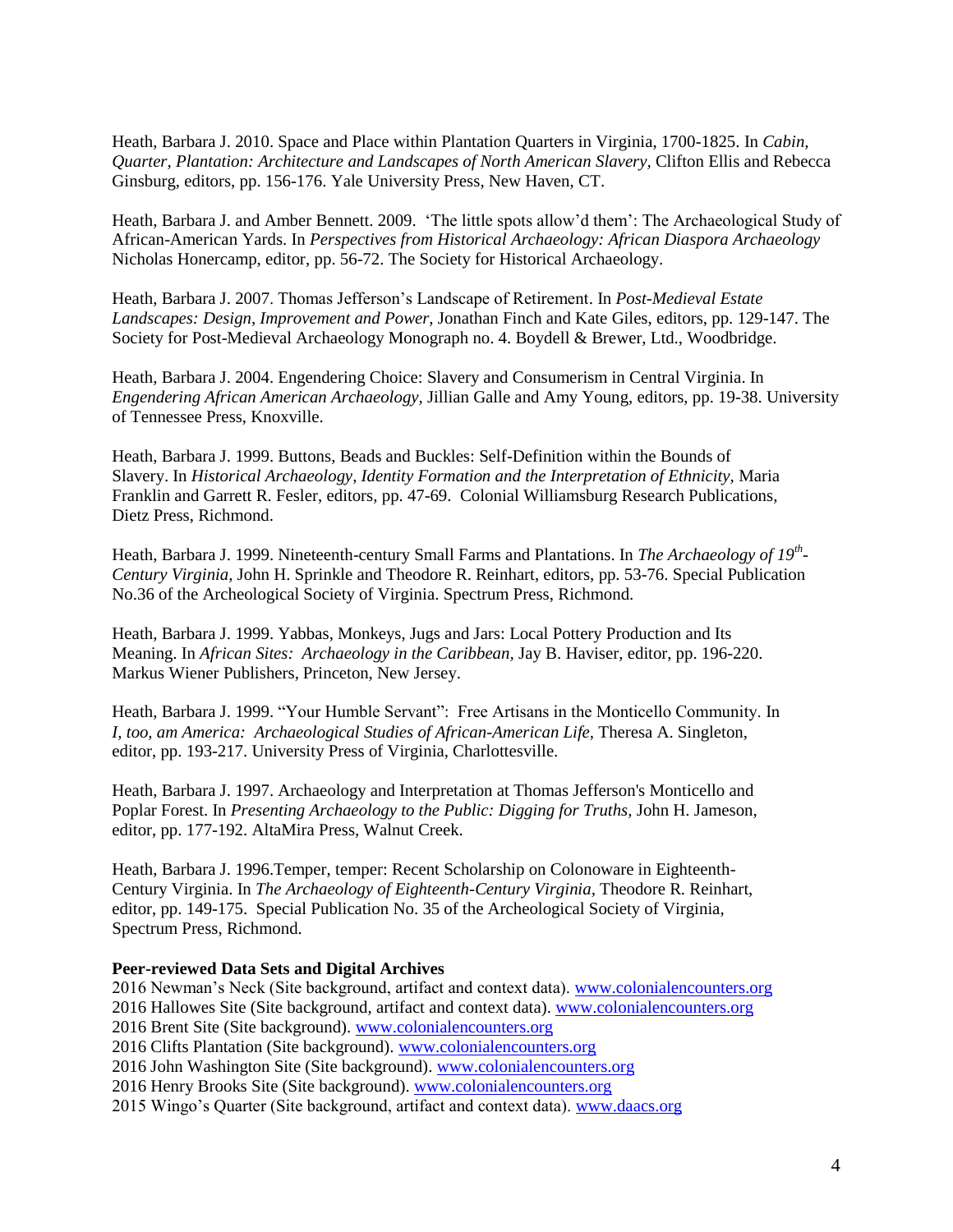Heath, Barbara J. 2010. Space and Place within Plantation Quarters in Virginia, 1700-1825. In *Cabin, Quarter, Plantation: Architecture and Landscapes of North American Slavery,* Clifton Ellis and Rebecca Ginsburg, editors, pp. 156-176. Yale University Press, New Haven, CT.

Heath, Barbara J. and Amber Bennett. 2009. 'The little spots allow'd them': The Archaeological Study of African-American Yards. In *Perspectives from Historical Archaeology: African Diaspora Archaeology* Nicholas Honercamp, editor, pp. 56-72. The Society for Historical Archaeology.

Heath, Barbara J. 2007. Thomas Jefferson's Landscape of Retirement. In *Post-Medieval Estate Landscapes: Design, Improvement and Power,* Jonathan Finch and Kate Giles, editors, pp. 129-147. The Society for Post-Medieval Archaeology Monograph no. 4. Boydell & Brewer, Ltd., Woodbridge.

Heath, Barbara J. 2004. Engendering Choice: Slavery and Consumerism in Central Virginia. In *Engendering African American Archaeology,* Jillian Galle and Amy Young, editors, pp. 19-38. University of Tennessee Press, Knoxville.

Heath, Barbara J. 1999. Buttons, Beads and Buckles: Self-Definition within the Bounds of Slavery. In *Historical Archaeology, Identity Formation and the Interpretation of Ethnicity,* Maria Franklin and Garrett R. Fesler, editors, pp. 47-69. Colonial Williamsburg Research Publications, Dietz Press, Richmond.

Heath, Barbara J. 1999. Nineteenth-century Small Farms and Plantations. In *The Archaeology of 19th-Century Virginia,* John H. Sprinkle and Theodore R. Reinhart, editors, pp. 53-76. Special Publication No.36 of the Archeological Society of Virginia. Spectrum Press, Richmond.

Heath, Barbara J. 1999. Yabbas, Monkeys, Jugs and Jars: Local Pottery Production and Its Meaning. In *African Sites: Archaeology in the Caribbean,* Jay B. Haviser, editor, pp. 196-220. Markus Wiener Publishers, Princeton, New Jersey.

Heath, Barbara J. 1999. "Your Humble Servant": Free Artisans in the Monticello Community. In *I, too, am America: Archaeological Studies of African-American Life,* Theresa A. Singleton, editor, pp. 193-217. University Press of Virginia, Charlottesville.

Heath, Barbara J. 1997. Archaeology and Interpretation at Thomas Jefferson's Monticello and Poplar Forest. In *Presenting Archaeology to the Public: Digging for Truths,* John H. Jameson, editor, pp. 177-192. AltaMira Press, Walnut Creek.

Heath, Barbara J. 1996.Temper, temper: Recent Scholarship on Colonoware in Eighteenth-Century Virginia. In *The Archaeology of Eighteenth-Century Virginia,* Theodore R. Reinhart, editor, pp. 149-175. Special Publication No. 35 of the Archeological Society of Virginia, Spectrum Press, Richmond.

**Peer-reviewed Data Sets and Digital Archives**

2016 Newman's Neck (Site background, artifact and context data). www.colonialencounters.org
2016 Hallowes Site (Site background, artifact and context data). www.colonialencounters.org
2016 Brent Site (Site background). www.colonialencounters.org
2016 Clifts Plantation (Site background). www.colonialencounters.org
2016 John Washington Site (Site background). www.colonialencounters.org
2016 Henry Brooks Site (Site background). www.colonialencounters.org
2015 Wingo's Quarter (Site background, artifact and context data). www.daacs.org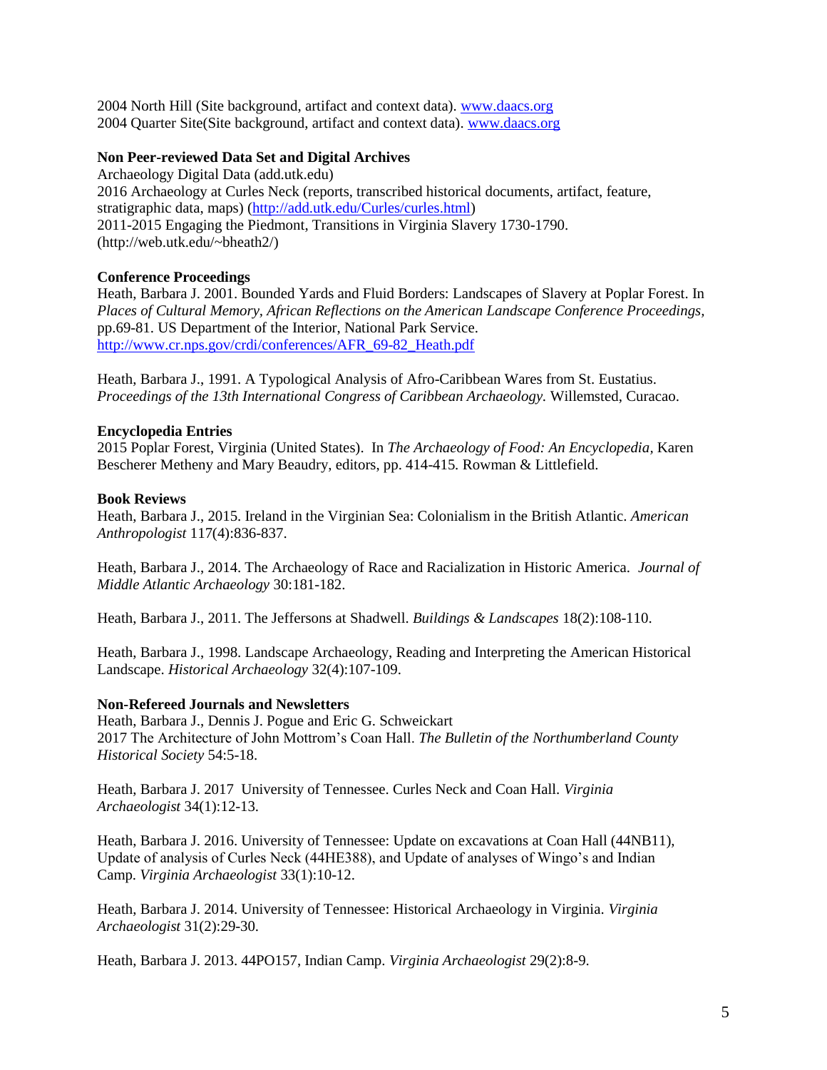2004 North Hill (Site background, artifact and context data). [www.daacs.org](http://www.daacs.org)
2004 Quarter Site(Site background, artifact and context data). [www.daacs.org](http://www.daacs.org)

**Non Peer-reviewed Data Set and Digital Archives**

Archaeology Digital Data (add.utk.edu)
2016 Archaeology at Curles Neck (reports, transcribed historical documents, artifact, feature, stratigraphic data, maps) ([http://add.utk.edu/Curles/curles.html](http://add.utk.edu/Curles/curles.html))
2011-2015 Engaging the Piedmont, Transitions in Virginia Slavery 1730-1790. (http://web.utk.edu/~bheath2/)

**Conference Proceedings**

Heath, Barbara J. 2001. Bounded Yards and Fluid Borders: Landscapes of Slavery at Poplar Forest. In *Places of Cultural Memory, African Reflections on the American Landscape Conference Proceedings*, pp.69-81. US Department of the Interior, National Park Service. [http://www.cr.nps.gov/crdi/conferences/AFR_69-82_Heath.pdf](http://www.cr.nps.gov/crdi/conferences/AFR_69-82_Heath.pdf)

Heath, Barbara J., 1991. A Typological Analysis of Afro-Caribbean Wares from St. Eustatius. *Proceedings of the 13th International Congress of Caribbean Archaeology.* Willemsted, Curacao.

**Encyclopedia Entries**

2015 Poplar Forest, Virginia (United States). In *The Archaeology of Food: An Encyclopedia,* Karen Bescherer Metheny and Mary Beaudry, editors, pp. 414-415. Rowman & Littlefield.

**Book Reviews**

Heath, Barbara J., 2015. Ireland in the Virginian Sea: Colonialism in the British Atlantic. *American Anthropologist* 117(4):836-837.

Heath, Barbara J., 2014. The Archaeology of Race and Racialization in Historic America. *Journal of Middle Atlantic Archaeology* 30:181-182.

Heath, Barbara J., 2011. The Jeffersons at Shadwell. *Buildings & Landscapes* 18(2):108-110.

Heath, Barbara J., 1998. Landscape Archaeology, Reading and Interpreting the American Historical Landscape. *Historical Archaeology* 32(4):107-109.

**Non-Refereed Journals and Newsletters**

Heath, Barbara J., Dennis J. Pogue and Eric G. Schweickart
2017 The Architecture of John Mottrom's Coan Hall. *The Bulletin of the Northumberland County Historical Society* 54:5-18.

Heath, Barbara J. 2017 University of Tennessee. Curles Neck and Coan Hall. *Virginia Archaeologist* 34(1):12-13.

Heath, Barbara J. 2016. University of Tennessee: Update on excavations at Coan Hall (44NB11), Update of analysis of Curles Neck (44HE388), and Update of analyses of Wingo's and Indian Camp. *Virginia Archaeologist* 33(1):10-12.

Heath, Barbara J. 2014. University of Tennessee: Historical Archaeology in Virginia. *Virginia Archaeologist* 31(2):29-30.

Heath, Barbara J. 2013. 44PO157, Indian Camp. *Virginia Archaeologist* 29(2):8-9.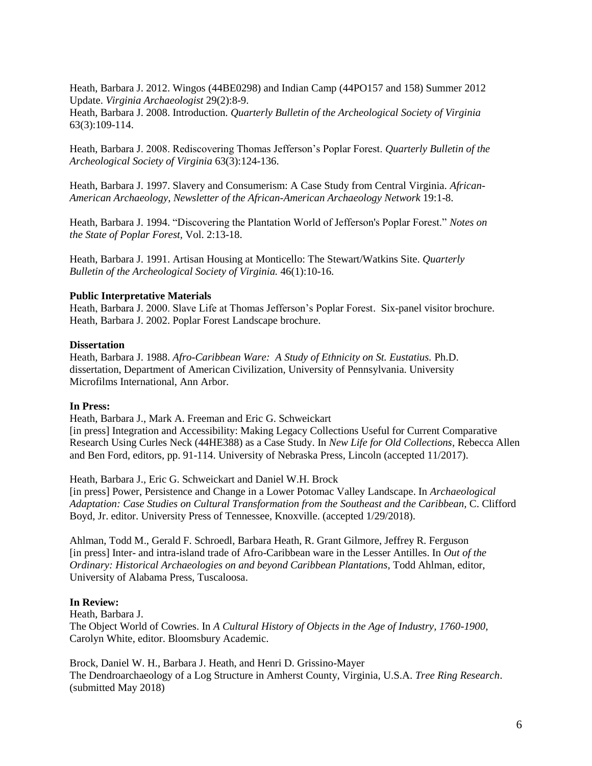Heath, Barbara J. 2012. Wingos (44BE0298) and Indian Camp (44PO157 and 158) Summer 2012 Update. *Virginia Archaeologist* 29(2):8-9.
Heath, Barbara J. 2008. Introduction. *Quarterly Bulletin of the Archeological Society of Virginia* 63(3):109-114.

Heath, Barbara J. 2008. Rediscovering Thomas Jefferson's Poplar Forest. *Quarterly Bulletin of the Archeological Society of Virginia* 63(3):124-136.

Heath, Barbara J. 1997. Slavery and Consumerism: A Case Study from Central Virginia. *African-American Archaeology, Newsletter of the African-American Archaeology Network* 19:1-8.

Heath, Barbara J. 1994. "Discovering the Plantation World of Jefferson's Poplar Forest." *Notes on the State of Poplar Forest*, Vol. 2:13-18.

Heath, Barbara J. 1991. Artisan Housing at Monticello: The Stewart/Watkins Site. *Quarterly Bulletin of the Archeological Society of Virginia.* 46(1):10-16.

**Public Interpretative Materials**
Heath, Barbara J. 2000. Slave Life at Thomas Jefferson's Poplar Forest. Six-panel visitor brochure.
Heath, Barbara J. 2002. Poplar Forest Landscape brochure.

**Dissertation**
Heath, Barbara J. 1988. *Afro-Caribbean Ware: A Study of Ethnicity on St. Eustatius.* Ph.D. dissertation, Department of American Civilization, University of Pennsylvania. University Microfilms International, Ann Arbor.

**In Press:**
Heath, Barbara J., Mark A. Freeman and Eric G. Schweickart
[in press] Integration and Accessibility: Making Legacy Collections Useful for Current Comparative Research Using Curles Neck (44HE388) as a Case Study. In *New Life for Old Collections*, Rebecca Allen and Ben Ford, editors, pp. 91-114. University of Nebraska Press, Lincoln (accepted 11/2017).

Heath, Barbara J., Eric G. Schweickart and Daniel W.H. Brock
[in press] Power, Persistence and Change in a Lower Potomac Valley Landscape. In *Archaeological Adaptation: Case Studies on Cultural Transformation from the Southeast and the Caribbean*, C. Clifford Boyd, Jr. editor. University Press of Tennessee, Knoxville. (accepted 1/29/2018).

Ahlman, Todd M., Gerald F. Schroedl, Barbara Heath, R. Grant Gilmore, Jeffrey R. Ferguson
[in press] Inter- and intra-island trade of Afro-Caribbean ware in the Lesser Antilles. In *Out of the Ordinary: Historical Archaeologies on and beyond Caribbean Plantations*, Todd Ahlman, editor, University of Alabama Press, Tuscaloosa.

**In Review:**
Heath, Barbara J.
The Object World of Cowries. In *A Cultural History of Objects in the Age of Industry, 1760-1900*, Carolyn White, editor. Bloomsbury Academic.

Brock, Daniel W. H., Barbara J. Heath, and Henri D. Grissino-Mayer
The Dendroarchaeology of a Log Structure in Amherst County, Virginia, U.S.A. *Tree Ring Research*. (submitted May 2018)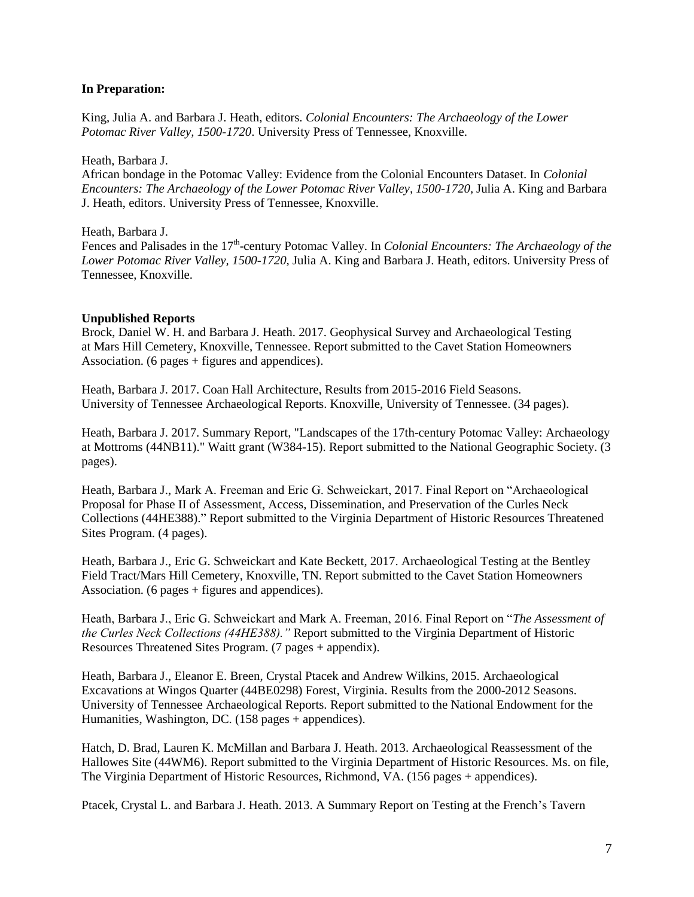**In Preparation:**

King, Julia A. and Barbara J. Heath, editors. *Colonial Encounters: The Archaeology of the Lower Potomac River Valley, 1500-1720*. University Press of Tennessee, Knoxville.

Heath, Barbara J.
African bondage in the Potomac Valley: Evidence from the Colonial Encounters Dataset. In *Colonial Encounters: The Archaeology of the Lower Potomac River Valley, 1500-1720,* Julia A. King and Barbara J. Heath, editors. University Press of Tennessee, Knoxville.

Heath, Barbara J.
Fences and Palisades in the 17th-century Potomac Valley. In *Colonial Encounters: The Archaeology of the Lower Potomac River Valley, 1500-1720,* Julia A. King and Barbara J. Heath, editors. University Press of Tennessee, Knoxville.

**Unpublished Reports**

Brock, Daniel W. H. and Barbara J. Heath. 2017. Geophysical Survey and Archaeological Testing at Mars Hill Cemetery, Knoxville, Tennessee. Report submitted to the Cavet Station Homeowners Association. (6 pages + figures and appendices).

Heath, Barbara J. 2017. Coan Hall Architecture, Results from 2015-2016 Field Seasons. University of Tennessee Archaeological Reports. Knoxville, University of Tennessee. (34 pages).

Heath, Barbara J. 2017. Summary Report, "Landscapes of the 17th-century Potomac Valley: Archaeology at Mottroms (44NB11)." Waitt grant (W384-15). Report submitted to the National Geographic Society. (3 pages).

Heath, Barbara J., Mark A. Freeman and Eric G. Schweickart, 2017. Final Report on "Archaeological Proposal for Phase II of Assessment, Access, Dissemination, and Preservation of the Curles Neck Collections (44HE388)." Report submitted to the Virginia Department of Historic Resources Threatened Sites Program. (4 pages).

Heath, Barbara J., Eric G. Schweickart and Kate Beckett, 2017. Archaeological Testing at the Bentley Field Tract/Mars Hill Cemetery, Knoxville, TN. Report submitted to the Cavet Station Homeowners Association. (6 pages + figures and appendices).

Heath, Barbara J., Eric G. Schweickart and Mark A. Freeman, 2016. Final Report on "*The Assessment of the Curles Neck Collections (44HE388).*" Report submitted to the Virginia Department of Historic Resources Threatened Sites Program. (7 pages + appendix).

Heath, Barbara J., Eleanor E. Breen, Crystal Ptacek and Andrew Wilkins, 2015. Archaeological Excavations at Wingos Quarter (44BE0298) Forest, Virginia. Results from the 2000-2012 Seasons. University of Tennessee Archaeological Reports. Report submitted to the National Endowment for the Humanities, Washington, DC. (158 pages + appendices).

Hatch, D. Brad, Lauren K. McMillan and Barbara J. Heath. 2013. Archaeological Reassessment of the Hallowes Site (44WM6). Report submitted to the Virginia Department of Historic Resources. Ms. on file, The Virginia Department of Historic Resources, Richmond, VA. (156 pages + appendices).

Ptacek, Crystal L. and Barbara J. Heath. 2013. A Summary Report on Testing at the French's Tavern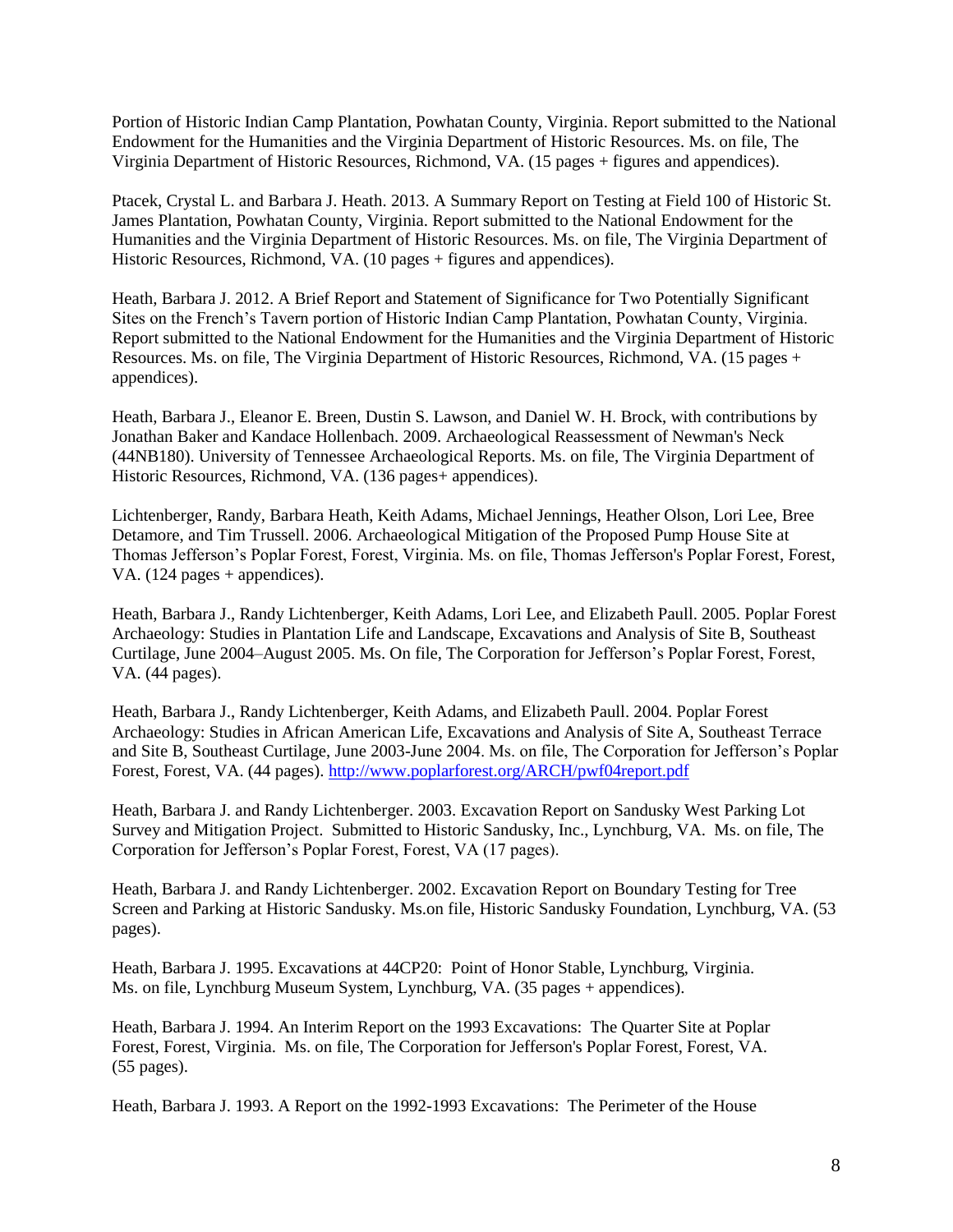Portion of Historic Indian Camp Plantation, Powhatan County, Virginia. Report submitted to the National Endowment for the Humanities and the Virginia Department of Historic Resources. Ms. on file, The Virginia Department of Historic Resources, Richmond, VA. (15 pages + figures and appendices).

Ptacek, Crystal L. and Barbara J. Heath. 2013. A Summary Report on Testing at Field 100 of Historic St. James Plantation, Powhatan County, Virginia. Report submitted to the National Endowment for the Humanities and the Virginia Department of Historic Resources. Ms. on file, The Virginia Department of Historic Resources, Richmond, VA. (10 pages + figures and appendices).

Heath, Barbara J. 2012. A Brief Report and Statement of Significance for Two Potentially Significant Sites on the French's Tavern portion of Historic Indian Camp Plantation, Powhatan County, Virginia. Report submitted to the National Endowment for the Humanities and the Virginia Department of Historic Resources. Ms. on file, The Virginia Department of Historic Resources, Richmond, VA. (15 pages + appendices).

Heath, Barbara J., Eleanor E. Breen, Dustin S. Lawson, and Daniel W. H. Brock, with contributions by Jonathan Baker and Kandace Hollenbach. 2009. Archaeological Reassessment of Newman's Neck (44NB180). University of Tennessee Archaeological Reports. Ms. on file, The Virginia Department of Historic Resources, Richmond, VA. (136 pages+ appendices).

Lichtenberger, Randy, Barbara Heath, Keith Adams, Michael Jennings, Heather Olson, Lori Lee, Bree Detamore, and Tim Trussell. 2006. Archaeological Mitigation of the Proposed Pump House Site at Thomas Jefferson's Poplar Forest, Forest, Virginia. Ms. on file, Thomas Jefferson's Poplar Forest, Forest, VA. (124 pages + appendices).

Heath, Barbara J., Randy Lichtenberger, Keith Adams, Lori Lee, and Elizabeth Paull. 2005. Poplar Forest Archaeology: Studies in Plantation Life and Landscape, Excavations and Analysis of Site B, Southeast Curtilage, June 2004–August 2005. Ms. On file, The Corporation for Jefferson's Poplar Forest, Forest, VA. (44 pages).

Heath, Barbara J., Randy Lichtenberger, Keith Adams, and Elizabeth Paull. 2004. Poplar Forest Archaeology: Studies in African American Life, Excavations and Analysis of Site A, Southeast Terrace and Site B, Southeast Curtilage, June 2003-June 2004. Ms. on file, The Corporation for Jefferson's Poplar Forest, Forest, VA. (44 pages). http://www.poplarforest.org/ARCH/pwf04report.pdf

Heath, Barbara J. and Randy Lichtenberger. 2003. Excavation Report on Sandusky West Parking Lot Survey and Mitigation Project. Submitted to Historic Sandusky, Inc., Lynchburg, VA. Ms. on file, The Corporation for Jefferson's Poplar Forest, Forest, VA (17 pages).

Heath, Barbara J. and Randy Lichtenberger. 2002. Excavation Report on Boundary Testing for Tree Screen and Parking at Historic Sandusky. Ms.on file, Historic Sandusky Foundation, Lynchburg, VA. (53 pages).

Heath, Barbara J. 1995. Excavations at 44CP20: Point of Honor Stable, Lynchburg, Virginia. Ms. on file, Lynchburg Museum System, Lynchburg, VA. (35 pages + appendices).

Heath, Barbara J. 1994. An Interim Report on the 1993 Excavations: The Quarter Site at Poplar Forest, Forest, Virginia. Ms. on file, The Corporation for Jefferson's Poplar Forest, Forest, VA. (55 pages).

Heath, Barbara J. 1993. A Report on the 1992-1993 Excavations: The Perimeter of the House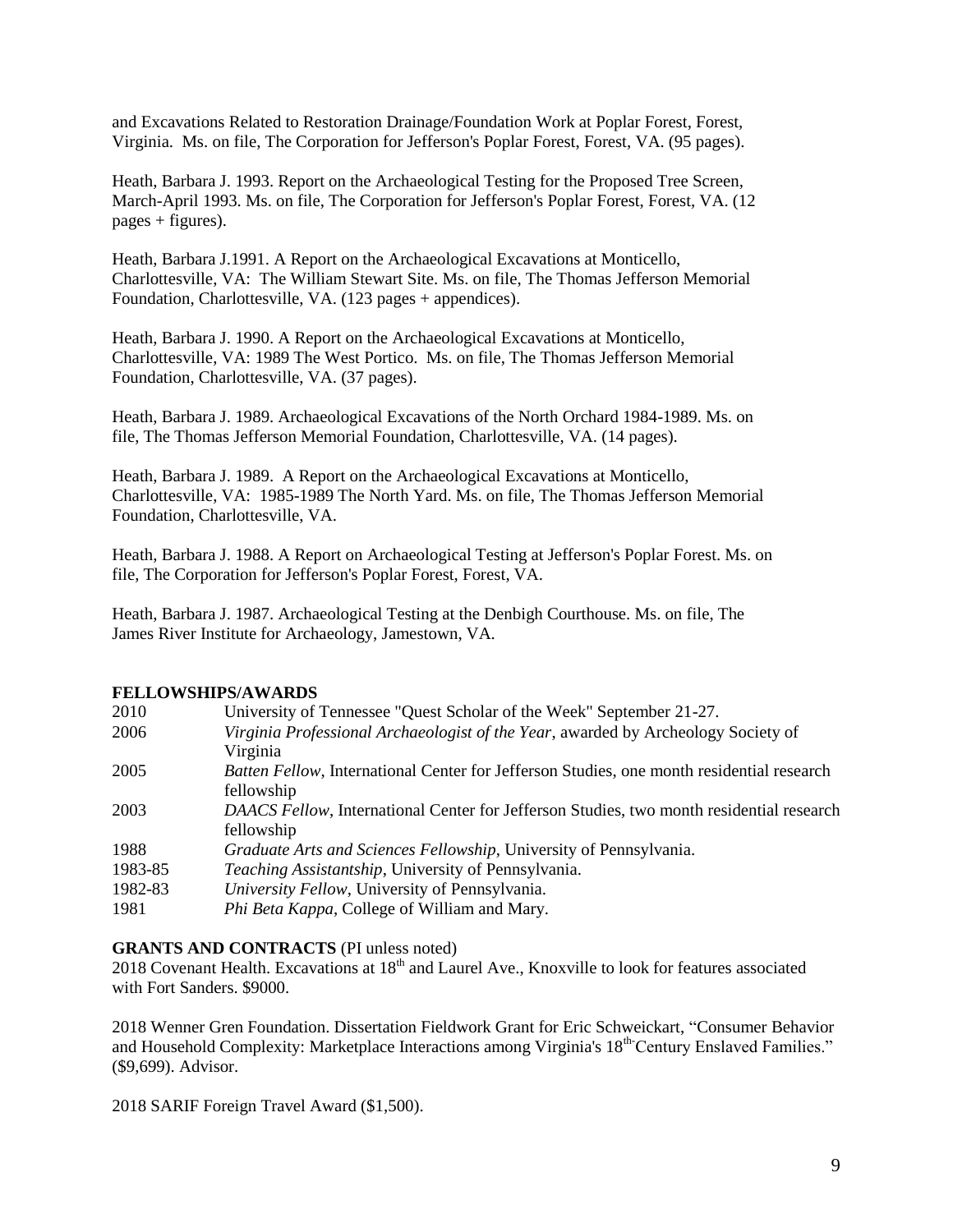and Excavations Related to Restoration Drainage/Foundation Work at Poplar Forest, Forest, Virginia. Ms. on file, The Corporation for Jefferson's Poplar Forest, Forest, VA. (95 pages).

Heath, Barbara J. 1993. Report on the Archaeological Testing for the Proposed Tree Screen, March-April 1993. Ms. on file, The Corporation for Jefferson's Poplar Forest, Forest, VA. (12 pages + figures).

Heath, Barbara J.1991. A Report on the Archaeological Excavations at Monticello, Charlottesville, VA: The William Stewart Site. Ms. on file, The Thomas Jefferson Memorial Foundation, Charlottesville, VA. (123 pages + appendices).

Heath, Barbara J. 1990. A Report on the Archaeological Excavations at Monticello, Charlottesville, VA: 1989 The West Portico. Ms. on file, The Thomas Jefferson Memorial Foundation, Charlottesville, VA. (37 pages).

Heath, Barbara J. 1989. Archaeological Excavations of the North Orchard 1984-1989. Ms. on file, The Thomas Jefferson Memorial Foundation, Charlottesville, VA. (14 pages).

Heath, Barbara J. 1989. A Report on the Archaeological Excavations at Monticello, Charlottesville, VA: 1985-1989 The North Yard. Ms. on file, The Thomas Jefferson Memorial Foundation, Charlottesville, VA.

Heath, Barbara J. 1988. A Report on Archaeological Testing at Jefferson's Poplar Forest. Ms. on file, The Corporation for Jefferson's Poplar Forest, Forest, VA.

Heath, Barbara J. 1987. Archaeological Testing at the Denbigh Courthouse. Ms. on file, The James River Institute for Archaeology, Jamestown, VA.

**FELLOWSHIPS/AWARDS**

| | |
|---|---|
| 2010 | University of Tennessee "Quest Scholar of the Week" September 21-27. |
| 2006 | *Virginia Professional Archaeologist of the Year*, awarded by Archeology Society of Virginia |
| 2005 | *Batten Fellow*, International Center for Jefferson Studies, one month residential research fellowship |
| 2003 | *DAACS Fellow*, International Center for Jefferson Studies, two month residential research fellowship |
| 1988 | *Graduate Arts and Sciences Fellowship*, University of Pennsylvania. |
| 1983-85 | *Teaching Assistantship*, University of Pennsylvania. |
| 1982-83 | *University Fellow*, University of Pennsylvania. |
| 1981 | *Phi Beta Kappa*, College of William and Mary. |

**GRANTS AND CONTRACTS** (PI unless noted)

2018 Covenant Health. Excavations at 18th and Laurel Ave., Knoxville to look for features associated with Fort Sanders. $9000.

2018 Wenner Gren Foundation. Dissertation Fieldwork Grant for Eric Schweickart, "Consumer Behavior and Household Complexity: Marketplace Interactions among Virginia's 18th Century Enslaved Families." ($9,699). Advisor.

2018 SARIF Foreign Travel Award ($1,500).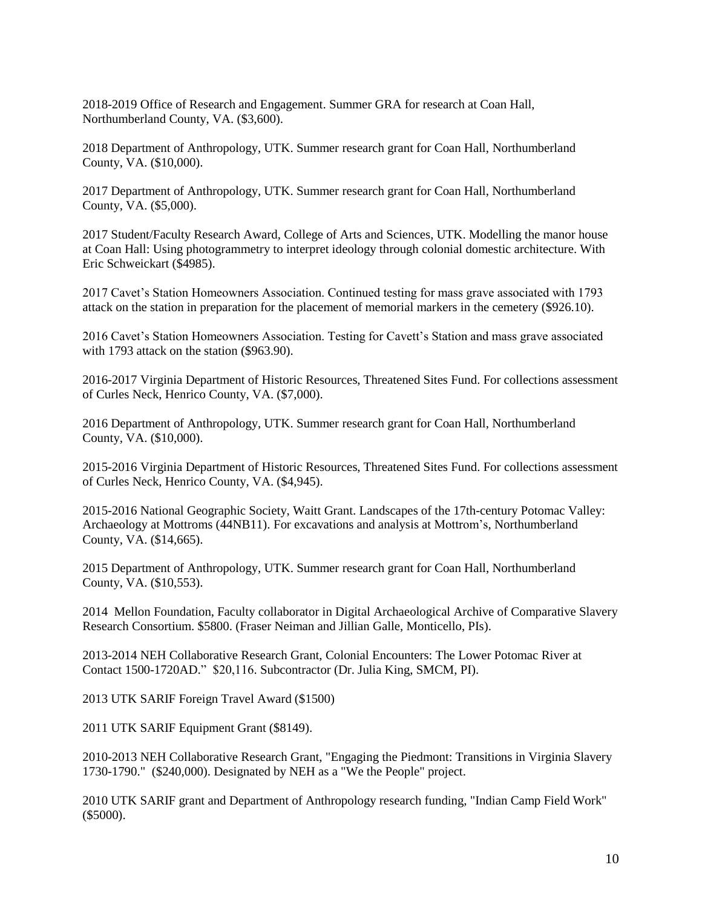2018-2019 Office of Research and Engagement. Summer GRA for research at Coan Hall, Northumberland County, VA. ($3,600).

2018 Department of Anthropology, UTK. Summer research grant for Coan Hall, Northumberland County, VA. ($10,000).

2017 Department of Anthropology, UTK. Summer research grant for Coan Hall, Northumberland County, VA. ($5,000).

2017 Student/Faculty Research Award, College of Arts and Sciences, UTK. Modelling the manor house at Coan Hall: Using photogrammetry to interpret ideology through colonial domestic architecture. With Eric Schweickart ($4985).

2017 Cavet's Station Homeowners Association. Continued testing for mass grave associated with 1793 attack on the station in preparation for the placement of memorial markers in the cemetery ($926.10).

2016 Cavet's Station Homeowners Association. Testing for Cavett's Station and mass grave associated with 1793 attack on the station ($963.90).

2016-2017 Virginia Department of Historic Resources, Threatened Sites Fund. For collections assessment of Curles Neck, Henrico County, VA. ($7,000).

2016 Department of Anthropology, UTK. Summer research grant for Coan Hall, Northumberland County, VA. ($10,000).

2015-2016 Virginia Department of Historic Resources, Threatened Sites Fund. For collections assessment of Curles Neck, Henrico County, VA. ($4,945).

2015-2016 National Geographic Society, Waitt Grant. Landscapes of the 17th-century Potomac Valley: Archaeology at Mottroms (44NB11). For excavations and analysis at Mottrom's, Northumberland County, VA. ($14,665).

2015 Department of Anthropology, UTK. Summer research grant for Coan Hall, Northumberland County, VA. ($10,553).

2014 Mellon Foundation, Faculty collaborator in Digital Archaeological Archive of Comparative Slavery Research Consortium. $5800. (Fraser Neiman and Jillian Galle, Monticello, PIs).

2013-2014 NEH Collaborative Research Grant, Colonial Encounters: The Lower Potomac River at Contact 1500-1720AD." $20,116. Subcontractor (Dr. Julia King, SMCM, PI).

2013 UTK SARIF Foreign Travel Award ($1500)

2011 UTK SARIF Equipment Grant ($8149).

2010-2013 NEH Collaborative Research Grant, "Engaging the Piedmont: Transitions in Virginia Slavery 1730-1790." ($240,000). Designated by NEH as a "We the People" project.

2010 UTK SARIF grant and Department of Anthropology research funding, "Indian Camp Field Work" ($5000).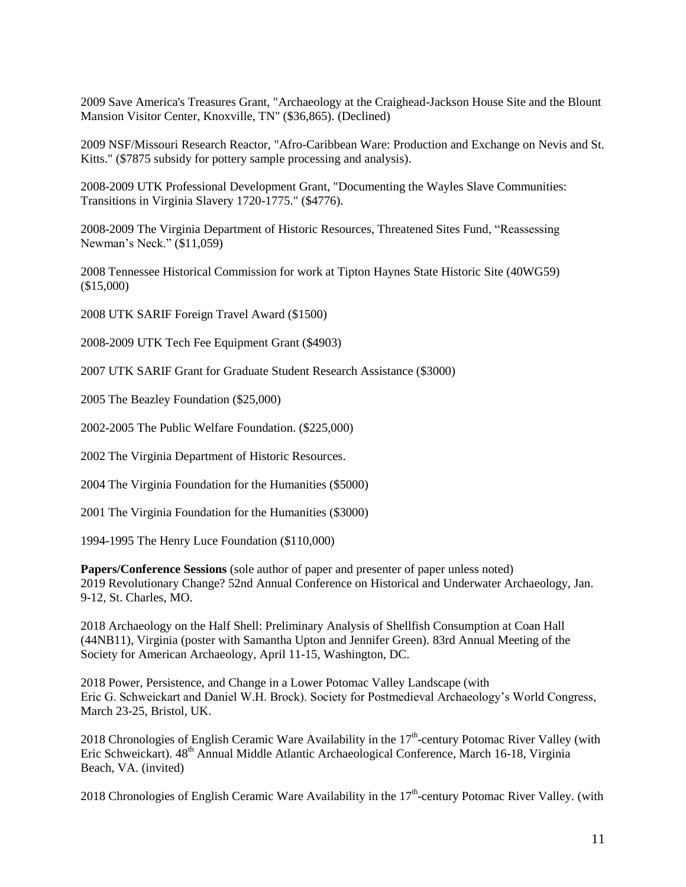2009 Save America's Treasures Grant, "Archaeology at the Craighead-Jackson House Site and the Blount Mansion Visitor Center, Knoxville, TN" ($36,865). (Declined)

2009 NSF/Missouri Research Reactor, "Afro-Caribbean Ware: Production and Exchange on Nevis and St. Kitts." ($7875 subsidy for pottery sample processing and analysis).

2008-2009 UTK Professional Development Grant, "Documenting the Wayles Slave Communities: Transitions in Virginia Slavery 1720-1775." ($4776).

2008-2009 The Virginia Department of Historic Resources, Threatened Sites Fund, "Reassessing Newman's Neck." ($11,059)

2008 Tennessee Historical Commission for work at Tipton Haynes State Historic Site (40WG59) ($15,000)

2008 UTK SARIF Foreign Travel Award ($1500)

2008-2009 UTK Tech Fee Equipment Grant ($4903)

2007 UTK SARIF Grant for Graduate Student Research Assistance ($3000)

2005 The Beazley Foundation ($25,000)

2002-2005 The Public Welfare Foundation. ($225,000)

2002 The Virginia Department of Historic Resources.

2004 The Virginia Foundation for the Humanities ($5000)

2001 The Virginia Foundation for the Humanities ($3000)

1994-1995 The Henry Luce Foundation ($110,000)

**Papers/Conference Sessions** (sole author of paper and presenter of paper unless noted)
2019 Revolutionary Change? 52nd Annual Conference on Historical and Underwater Archaeology, Jan. 9-12, St. Charles, MO.

2018 Archaeology on the Half Shell: Preliminary Analysis of Shellfish Consumption at Coan Hall (44NB11), Virginia (poster with Samantha Upton and Jennifer Green). 83rd Annual Meeting of the Society for American Archaeology, April 11-15, Washington, DC.

2018 Power, Persistence, and Change in a Lower Potomac Valley Landscape (with Eric G. Schweickart and Daniel W.H. Brock). Society for Postmedieval Archaeology's World Congress, March 23-25, Bristol, UK.

2018 Chronologies of English Ceramic Ware Availability in the 17th-century Potomac River Valley (with Eric Schweickart). 48th Annual Middle Atlantic Archaeological Conference, March 16-18, Virginia Beach, VA. (invited)

2018 Chronologies of English Ceramic Ware Availability in the 17th-century Potomac River Valley. (with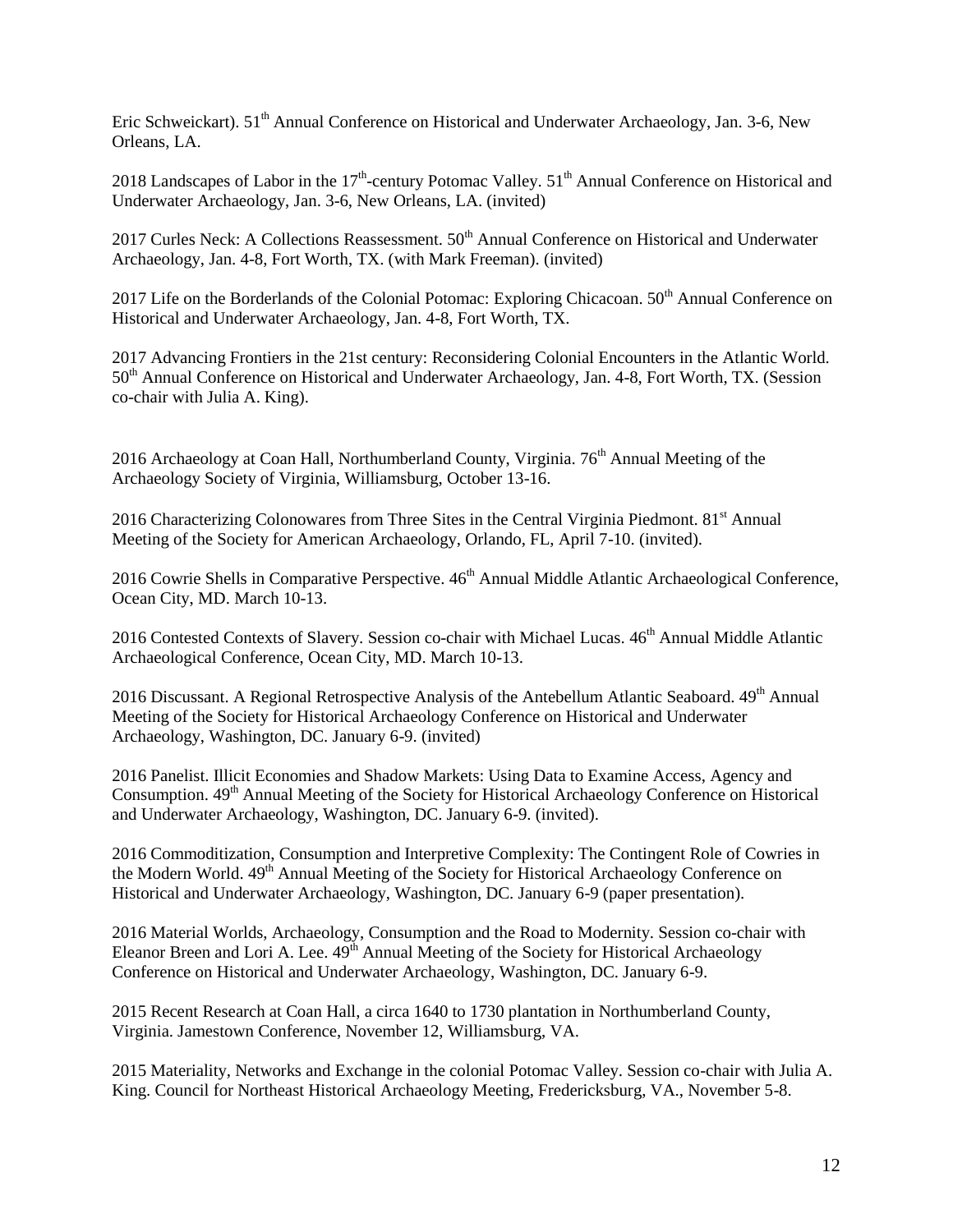Eric Schweickart). 51st Annual Conference on Historical and Underwater Archaeology, Jan. 3-6, New Orleans, LA.

2018 Landscapes of Labor in the 17th-century Potomac Valley. 51st Annual Conference on Historical and Underwater Archaeology, Jan. 3-6, New Orleans, LA. (invited)

2017 Curles Neck: A Collections Reassessment. 50th Annual Conference on Historical and Underwater Archaeology, Jan. 4-8, Fort Worth, TX. (with Mark Freeman). (invited)

2017 Life on the Borderlands of the Colonial Potomac: Exploring Chicacoan. 50th Annual Conference on Historical and Underwater Archaeology, Jan. 4-8, Fort Worth, TX.

2017 Advancing Frontiers in the 21st century: Reconsidering Colonial Encounters in the Atlantic World. 50th Annual Conference on Historical and Underwater Archaeology, Jan. 4-8, Fort Worth, TX. (Session co-chair with Julia A. King).

2016 Archaeology at Coan Hall, Northumberland County, Virginia. 76th Annual Meeting of the Archaeology Society of Virginia, Williamsburg, October 13-16.

2016 Characterizing Colonowares from Three Sites in the Central Virginia Piedmont. 81st Annual Meeting of the Society for American Archaeology, Orlando, FL, April 7-10. (invited).

2016 Cowrie Shells in Comparative Perspective. 46th Annual Middle Atlantic Archaeological Conference, Ocean City, MD. March 10-13.

2016 Contested Contexts of Slavery. Session co-chair with Michael Lucas. 46th Annual Middle Atlantic Archaeological Conference, Ocean City, MD. March 10-13.

2016 Discussant. A Regional Retrospective Analysis of the Antebellum Atlantic Seaboard. 49th Annual Meeting of the Society for Historical Archaeology Conference on Historical and Underwater Archaeology, Washington, DC. January 6-9. (invited)

2016 Panelist. Illicit Economies and Shadow Markets: Using Data to Examine Access, Agency and Consumption. 49th Annual Meeting of the Society for Historical Archaeology Conference on Historical and Underwater Archaeology, Washington, DC. January 6-9. (invited).

2016 Commoditization, Consumption and Interpretive Complexity: The Contingent Role of Cowries in the Modern World. 49th Annual Meeting of the Society for Historical Archaeology Conference on Historical and Underwater Archaeology, Washington, DC. January 6-9 (paper presentation).

2016 Material Worlds, Archaeology, Consumption and the Road to Modernity. Session co-chair with Eleanor Breen and Lori A. Lee. 49th Annual Meeting of the Society for Historical Archaeology Conference on Historical and Underwater Archaeology, Washington, DC. January 6-9.

2015 Recent Research at Coan Hall, a circa 1640 to 1730 plantation in Northumberland County, Virginia. Jamestown Conference, November 12, Williamsburg, VA.

2015 Materiality, Networks and Exchange in the colonial Potomac Valley. Session co-chair with Julia A. King. Council for Northeast Historical Archaeology Meeting, Fredericksburg, VA., November 5-8.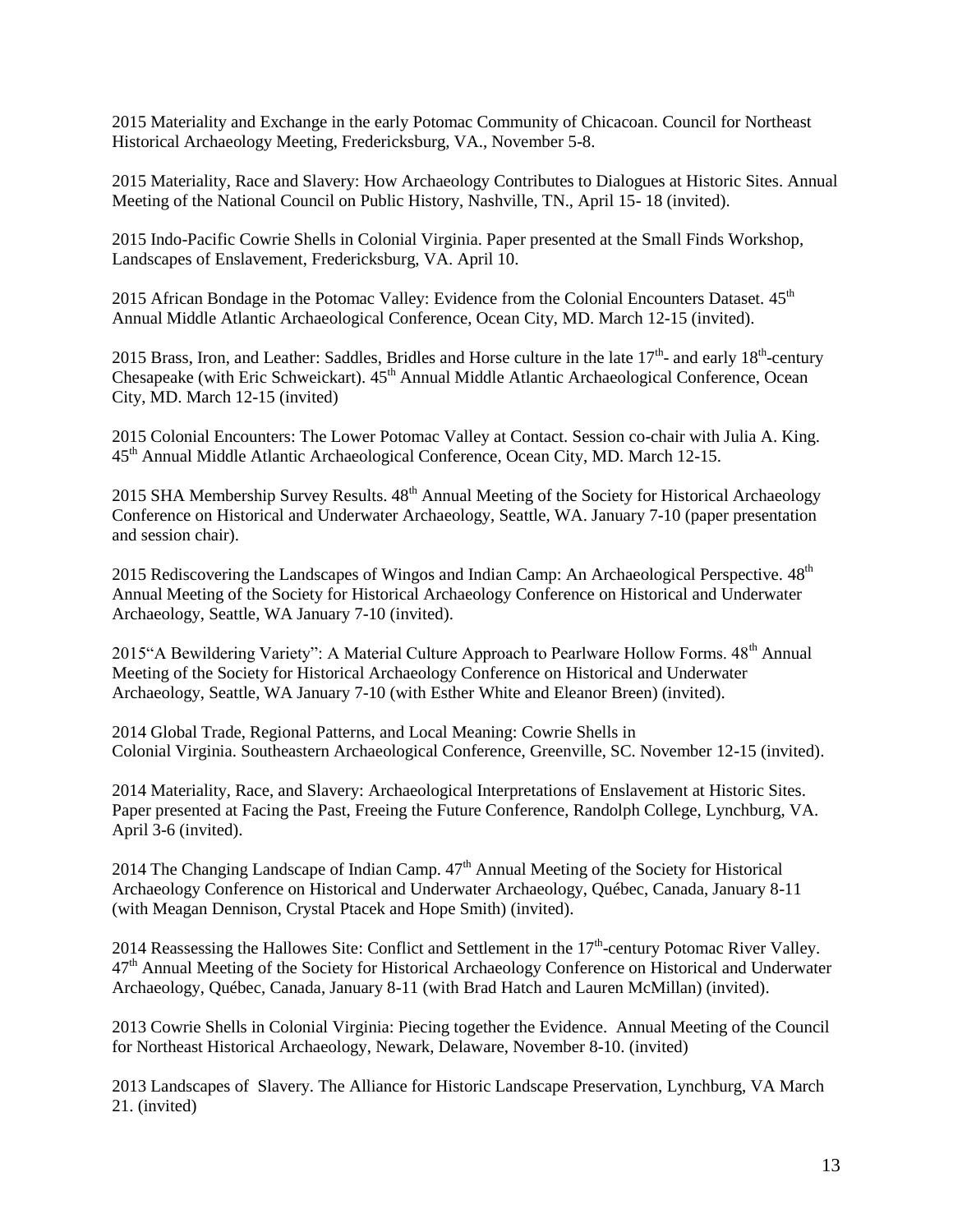2015 Materiality and Exchange in the early Potomac Community of Chicacoan. Council for Northeast Historical Archaeology Meeting, Fredericksburg, VA., November 5-8.

2015 Materiality, Race and Slavery: How Archaeology Contributes to Dialogues at Historic Sites. Annual Meeting of the National Council on Public History, Nashville, TN., April 15- 18 (invited).

2015 Indo-Pacific Cowrie Shells in Colonial Virginia. Paper presented at the Small Finds Workshop, Landscapes of Enslavement, Fredericksburg, VA. April 10.

2015 African Bondage in the Potomac Valley: Evidence from the Colonial Encounters Dataset. 45th Annual Middle Atlantic Archaeological Conference, Ocean City, MD. March 12-15 (invited).

2015 Brass, Iron, and Leather: Saddles, Bridles and Horse culture in the late 17th- and early 18th-century Chesapeake (with Eric Schweickart). 45th Annual Middle Atlantic Archaeological Conference, Ocean City, MD. March 12-15 (invited)

2015 Colonial Encounters: The Lower Potomac Valley at Contact. Session co-chair with Julia A. King. 45th Annual Middle Atlantic Archaeological Conference, Ocean City, MD. March 12-15.

2015 SHA Membership Survey Results. 48th Annual Meeting of the Society for Historical Archaeology Conference on Historical and Underwater Archaeology, Seattle, WA. January 7-10 (paper presentation and session chair).

2015 Rediscovering the Landscapes of Wingos and Indian Camp: An Archaeological Perspective. 48th Annual Meeting of the Society for Historical Archaeology Conference on Historical and Underwater Archaeology, Seattle, WA January 7-10 (invited).

2015"A Bewildering Variety": A Material Culture Approach to Pearlware Hollow Forms. 48th Annual Meeting of the Society for Historical Archaeology Conference on Historical and Underwater Archaeology, Seattle, WA January 7-10 (with Esther White and Eleanor Breen) (invited).

2014 Global Trade, Regional Patterns, and Local Meaning: Cowrie Shells in Colonial Virginia. Southeastern Archaeological Conference, Greenville, SC. November 12-15 (invited).

2014 Materiality, Race, and Slavery: Archaeological Interpretations of Enslavement at Historic Sites. Paper presented at Facing the Past, Freeing the Future Conference, Randolph College, Lynchburg, VA. April 3-6 (invited).

2014 The Changing Landscape of Indian Camp. 47th Annual Meeting of the Society for Historical Archaeology Conference on Historical and Underwater Archaeology, Québec, Canada, January 8-11 (with Meagan Dennison, Crystal Ptacek and Hope Smith) (invited).

2014 Reassessing the Hallowes Site: Conflict and Settlement in the 17th-century Potomac River Valley. 47th Annual Meeting of the Society for Historical Archaeology Conference on Historical and Underwater Archaeology, Québec, Canada, January 8-11 (with Brad Hatch and Lauren McMillan) (invited).

2013 Cowrie Shells in Colonial Virginia: Piecing together the Evidence. Annual Meeting of the Council for Northeast Historical Archaeology, Newark, Delaware, November 8-10. (invited)

2013 Landscapes of Slavery. The Alliance for Historic Landscape Preservation, Lynchburg, VA March 21. (invited)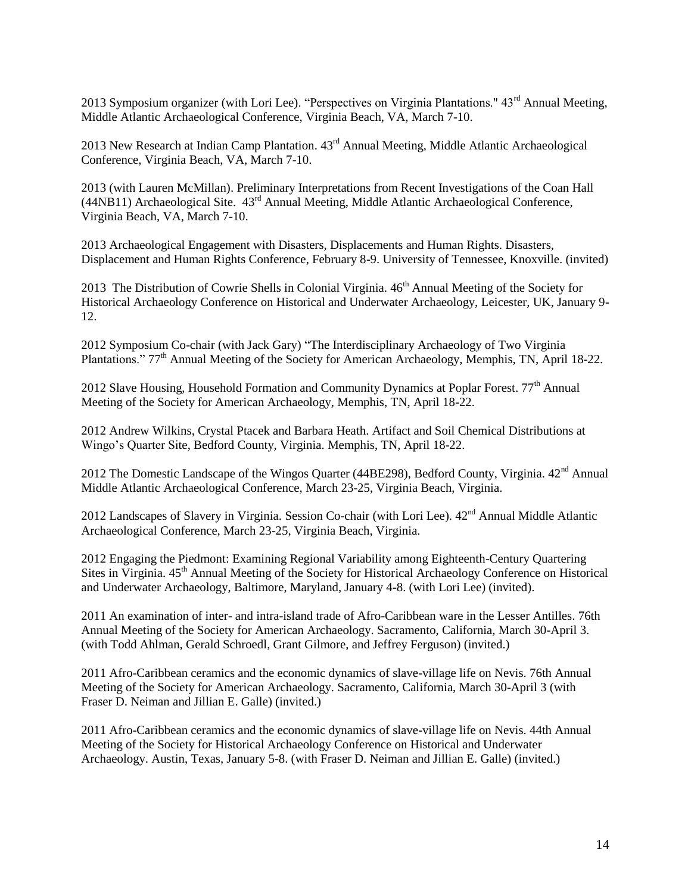2013 Symposium organizer (with Lori Lee). "Perspectives on Virginia Plantations." 43rd Annual Meeting, Middle Atlantic Archaeological Conference, Virginia Beach, VA, March 7-10.

2013 New Research at Indian Camp Plantation. 43rd Annual Meeting, Middle Atlantic Archaeological Conference, Virginia Beach, VA, March 7-10.

2013 (with Lauren McMillan). Preliminary Interpretations from Recent Investigations of the Coan Hall (44NB11) Archaeological Site. 43rd Annual Meeting, Middle Atlantic Archaeological Conference, Virginia Beach, VA, March 7-10.

2013 Archaeological Engagement with Disasters, Displacements and Human Rights. Disasters, Displacement and Human Rights Conference, February 8-9. University of Tennessee, Knoxville. (invited)

2013 The Distribution of Cowrie Shells in Colonial Virginia. 46th Annual Meeting of the Society for Historical Archaeology Conference on Historical and Underwater Archaeology, Leicester, UK, January 9-12.

2012 Symposium Co-chair (with Jack Gary) "The Interdisciplinary Archaeology of Two Virginia Plantations." 77th Annual Meeting of the Society for American Archaeology, Memphis, TN, April 18-22.

2012 Slave Housing, Household Formation and Community Dynamics at Poplar Forest. 77th Annual Meeting of the Society for American Archaeology, Memphis, TN, April 18-22.

2012 Andrew Wilkins, Crystal Ptacek and Barbara Heath. Artifact and Soil Chemical Distributions at Wingo's Quarter Site, Bedford County, Virginia. Memphis, TN, April 18-22.

2012 The Domestic Landscape of the Wingos Quarter (44BE298), Bedford County, Virginia. 42nd Annual Middle Atlantic Archaeological Conference, March 23-25, Virginia Beach, Virginia.

2012 Landscapes of Slavery in Virginia. Session Co-chair (with Lori Lee). 42nd Annual Middle Atlantic Archaeological Conference, March 23-25, Virginia Beach, Virginia.

2012 Engaging the Piedmont: Examining Regional Variability among Eighteenth-Century Quartering Sites in Virginia. 45th Annual Meeting of the Society for Historical Archaeology Conference on Historical and Underwater Archaeology, Baltimore, Maryland, January 4-8. (with Lori Lee) (invited).

2011 An examination of inter- and intra-island trade of Afro-Caribbean ware in the Lesser Antilles. 76th Annual Meeting of the Society for American Archaeology. Sacramento, California, March 30-April 3. (with Todd Ahlman, Gerald Schroedl, Grant Gilmore, and Jeffrey Ferguson) (invited.)

2011 Afro-Caribbean ceramics and the economic dynamics of slave-village life on Nevis. 76th Annual Meeting of the Society for American Archaeology. Sacramento, California, March 30-April 3 (with Fraser D. Neiman and Jillian E. Galle) (invited.)

2011 Afro-Caribbean ceramics and the economic dynamics of slave-village life on Nevis. 44th Annual Meeting of the Society for Historical Archaeology Conference on Historical and Underwater Archaeology. Austin, Texas, January 5-8. (with Fraser D. Neiman and Jillian E. Galle) (invited.)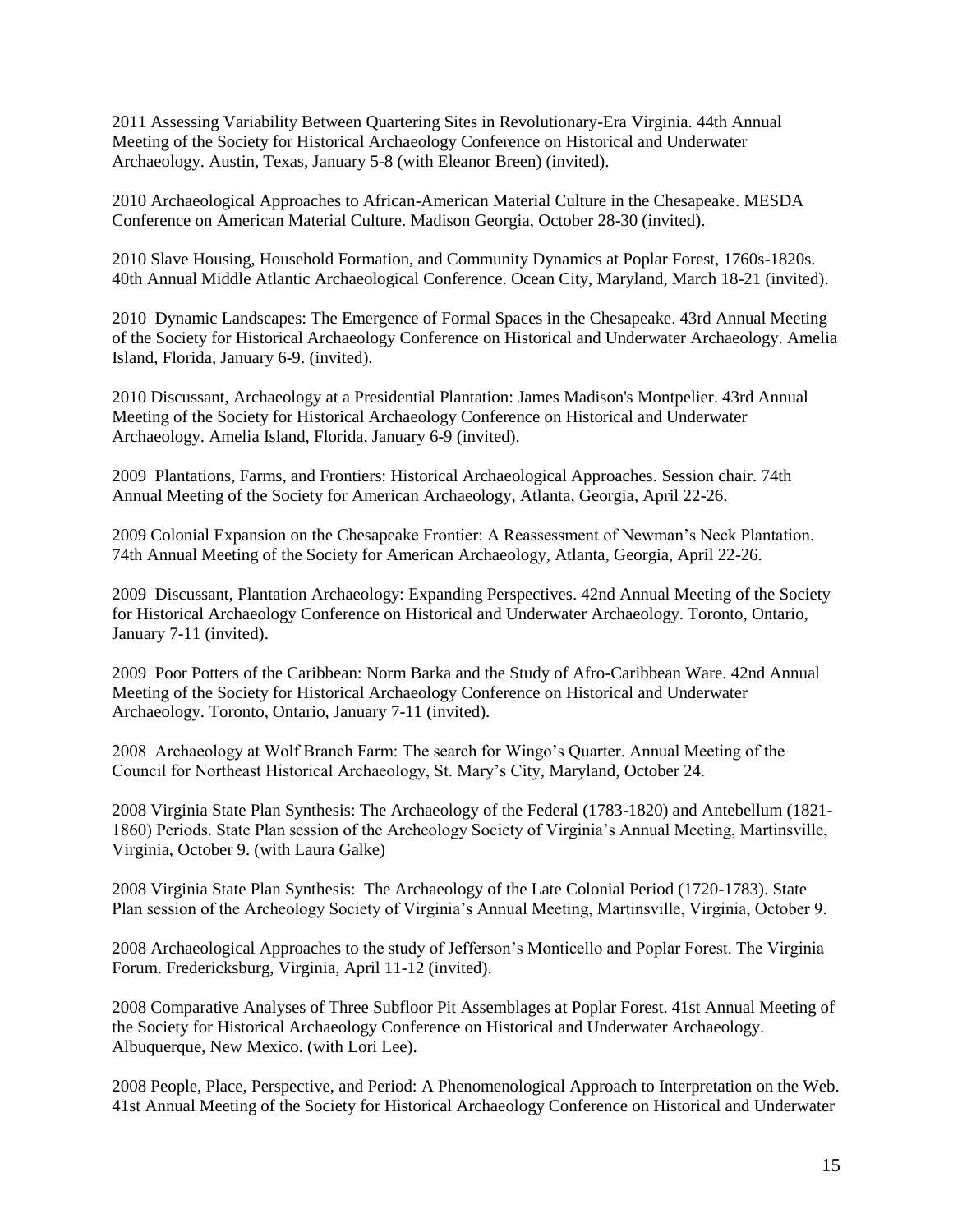2011 Assessing Variability Between Quartering Sites in Revolutionary-Era Virginia. 44th Annual Meeting of the Society for Historical Archaeology Conference on Historical and Underwater Archaeology. Austin, Texas, January 5-8 (with Eleanor Breen) (invited).

2010 Archaeological Approaches to African-American Material Culture in the Chesapeake. MESDA Conference on American Material Culture. Madison Georgia, October 28-30 (invited).

2010 Slave Housing, Household Formation, and Community Dynamics at Poplar Forest, 1760s-1820s. 40th Annual Middle Atlantic Archaeological Conference. Ocean City, Maryland, March 18-21 (invited).

2010 Dynamic Landscapes: The Emergence of Formal Spaces in the Chesapeake. 43rd Annual Meeting of the Society for Historical Archaeology Conference on Historical and Underwater Archaeology. Amelia Island, Florida, January 6-9. (invited).

2010 Discussant, Archaeology at a Presidential Plantation: James Madison's Montpelier. 43rd Annual Meeting of the Society for Historical Archaeology Conference on Historical and Underwater Archaeology. Amelia Island, Florida, January 6-9 (invited).

2009 Plantations, Farms, and Frontiers: Historical Archaeological Approaches. Session chair. 74th Annual Meeting of the Society for American Archaeology, Atlanta, Georgia, April 22-26.

2009 Colonial Expansion on the Chesapeake Frontier: A Reassessment of Newman's Neck Plantation. 74th Annual Meeting of the Society for American Archaeology, Atlanta, Georgia, April 22-26.

2009 Discussant, Plantation Archaeology: Expanding Perspectives. 42nd Annual Meeting of the Society for Historical Archaeology Conference on Historical and Underwater Archaeology. Toronto, Ontario, January 7-11 (invited).

2009 Poor Potters of the Caribbean: Norm Barka and the Study of Afro-Caribbean Ware. 42nd Annual Meeting of the Society for Historical Archaeology Conference on Historical and Underwater Archaeology. Toronto, Ontario, January 7-11 (invited).

2008 Archaeology at Wolf Branch Farm: The search for Wingo's Quarter. Annual Meeting of the Council for Northeast Historical Archaeology, St. Mary's City, Maryland, October 24.

2008 Virginia State Plan Synthesis: The Archaeology of the Federal (1783-1820) and Antebellum (1821-1860) Periods. State Plan session of the Archeology Society of Virginia's Annual Meeting, Martinsville, Virginia, October 9. (with Laura Galke)

2008 Virginia State Plan Synthesis: The Archaeology of the Late Colonial Period (1720-1783). State Plan session of the Archeology Society of Virginia's Annual Meeting, Martinsville, Virginia, October 9.

2008 Archaeological Approaches to the study of Jefferson's Monticello and Poplar Forest. The Virginia Forum. Fredericksburg, Virginia, April 11-12 (invited).

2008 Comparative Analyses of Three Subfloor Pit Assemblages at Poplar Forest. 41st Annual Meeting of the Society for Historical Archaeology Conference on Historical and Underwater Archaeology. Albuquerque, New Mexico. (with Lori Lee).

2008 People, Place, Perspective, and Period: A Phenomenological Approach to Interpretation on the Web. 41st Annual Meeting of the Society for Historical Archaeology Conference on Historical and Underwater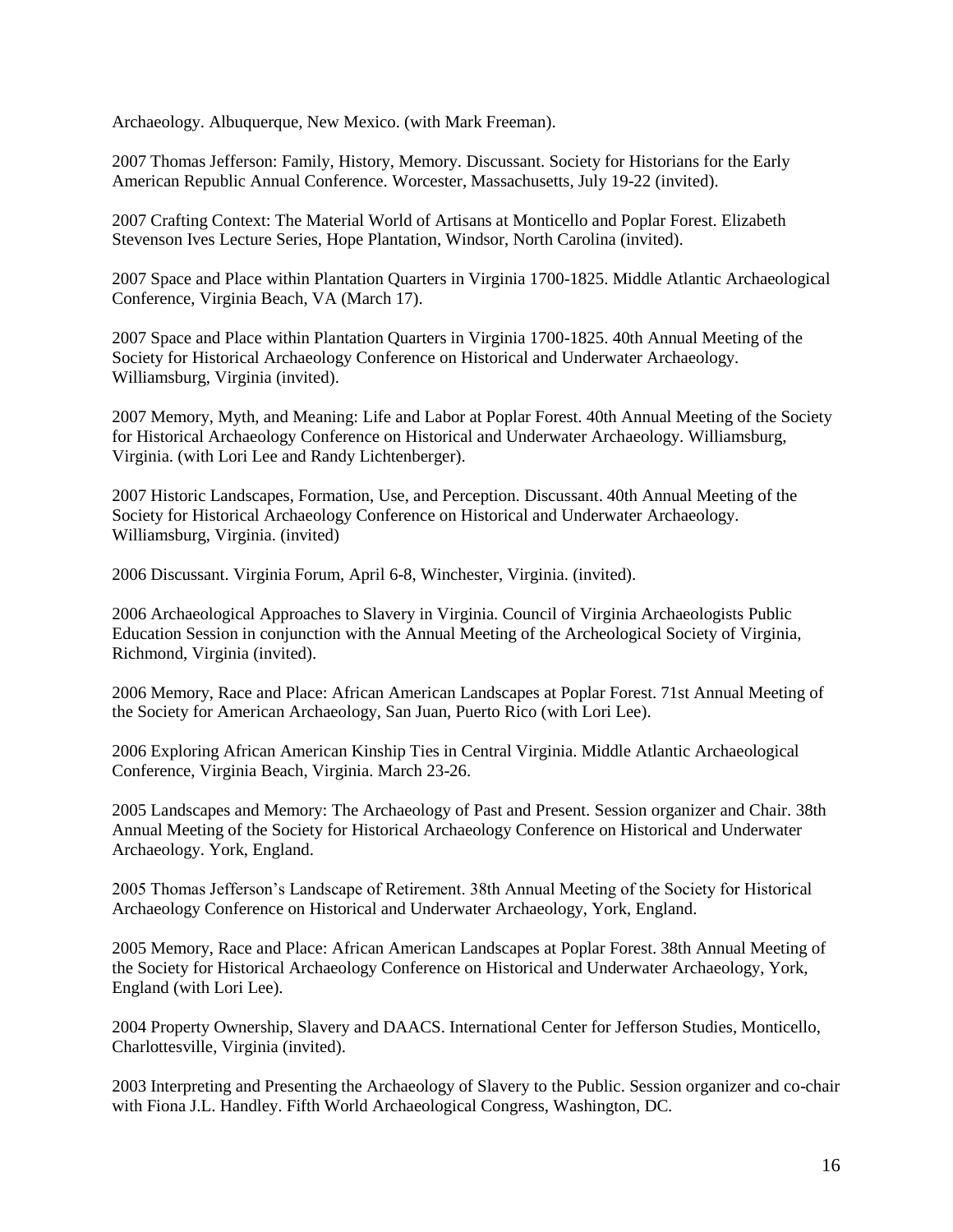Archaeology. Albuquerque, New Mexico. (with Mark Freeman).

2007 Thomas Jefferson: Family, History, Memory. Discussant. Society for Historians for the Early American Republic Annual Conference. Worcester, Massachusetts, July 19-22 (invited).

2007 Crafting Context: The Material World of Artisans at Monticello and Poplar Forest. Elizabeth Stevenson Ives Lecture Series, Hope Plantation, Windsor, North Carolina (invited).

2007 Space and Place within Plantation Quarters in Virginia 1700-1825. Middle Atlantic Archaeological Conference, Virginia Beach, VA (March 17).

2007 Space and Place within Plantation Quarters in Virginia 1700-1825. 40th Annual Meeting of the Society for Historical Archaeology Conference on Historical and Underwater Archaeology. Williamsburg, Virginia (invited).

2007 Memory, Myth, and Meaning: Life and Labor at Poplar Forest. 40th Annual Meeting of the Society for Historical Archaeology Conference on Historical and Underwater Archaeology. Williamsburg, Virginia. (with Lori Lee and Randy Lichtenberger).

2007 Historic Landscapes, Formation, Use, and Perception. Discussant. 40th Annual Meeting of the Society for Historical Archaeology Conference on Historical and Underwater Archaeology. Williamsburg, Virginia. (invited)

2006 Discussant. Virginia Forum, April 6-8, Winchester, Virginia. (invited).

2006 Archaeological Approaches to Slavery in Virginia. Council of Virginia Archaeologists Public Education Session in conjunction with the Annual Meeting of the Archeological Society of Virginia, Richmond, Virginia (invited).

2006 Memory, Race and Place: African American Landscapes at Poplar Forest. 71st Annual Meeting of the Society for American Archaeology, San Juan, Puerto Rico (with Lori Lee).

2006 Exploring African American Kinship Ties in Central Virginia. Middle Atlantic Archaeological Conference, Virginia Beach, Virginia. March 23-26.

2005 Landscapes and Memory: The Archaeology of Past and Present. Session organizer and Chair. 38th Annual Meeting of the Society for Historical Archaeology Conference on Historical and Underwater Archaeology. York, England.

2005 Thomas Jefferson's Landscape of Retirement. 38th Annual Meeting of the Society for Historical Archaeology Conference on Historical and Underwater Archaeology, York, England.

2005 Memory, Race and Place: African American Landscapes at Poplar Forest. 38th Annual Meeting of the Society for Historical Archaeology Conference on Historical and Underwater Archaeology, York, England (with Lori Lee).

2004 Property Ownership, Slavery and DAACS. International Center for Jefferson Studies, Monticello, Charlottesville, Virginia (invited).

2003 Interpreting and Presenting the Archaeology of Slavery to the Public. Session organizer and co-chair with Fiona J.L. Handley. Fifth World Archaeological Congress, Washington, DC.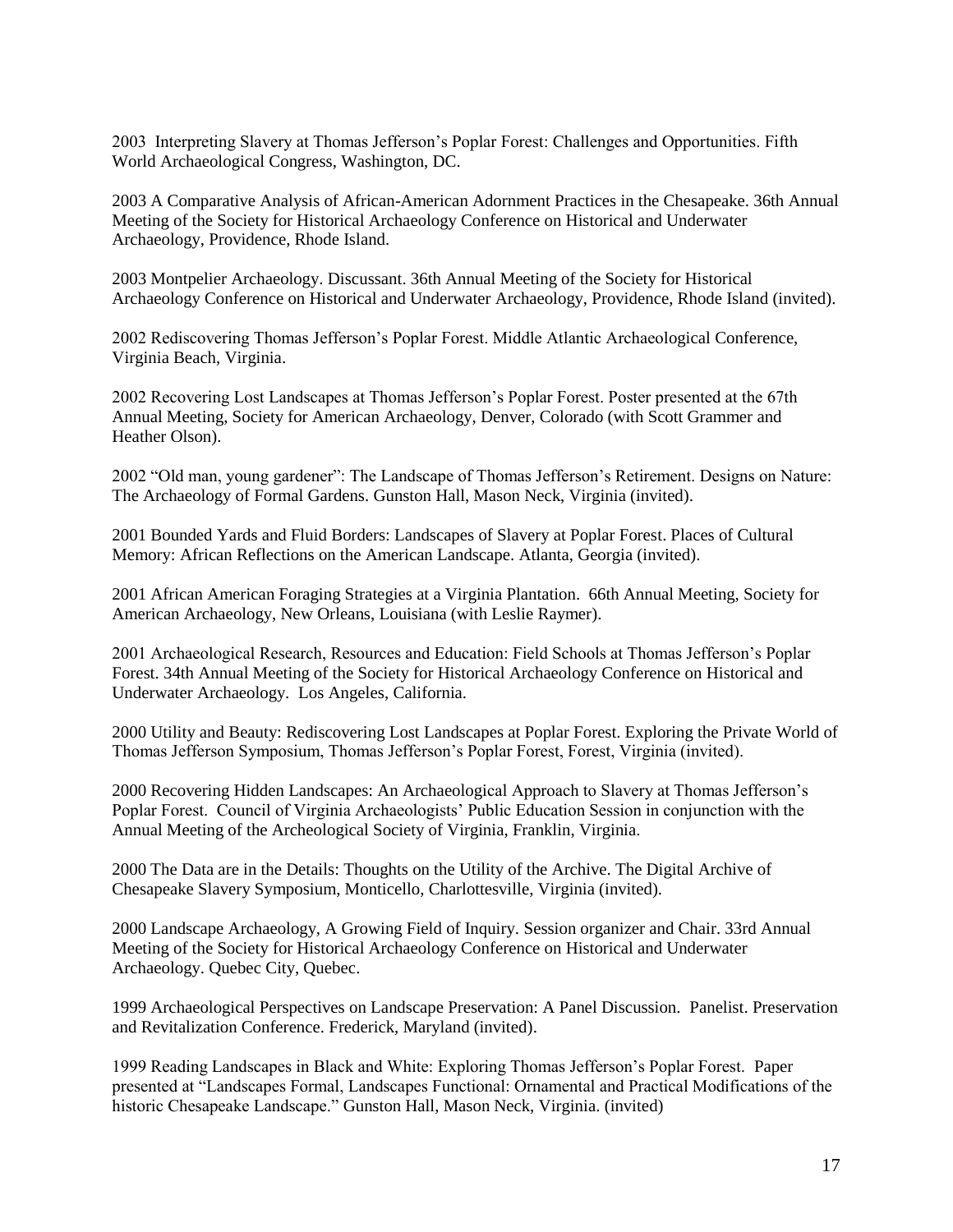2003 Interpreting Slavery at Thomas Jefferson's Poplar Forest: Challenges and Opportunities. Fifth World Archaeological Congress, Washington, DC.

2003 A Comparative Analysis of African-American Adornment Practices in the Chesapeake. 36th Annual Meeting of the Society for Historical Archaeology Conference on Historical and Underwater Archaeology, Providence, Rhode Island.

2003 Montpelier Archaeology. Discussant. 36th Annual Meeting of the Society for Historical Archaeology Conference on Historical and Underwater Archaeology, Providence, Rhode Island (invited).

2002 Rediscovering Thomas Jefferson's Poplar Forest. Middle Atlantic Archaeological Conference, Virginia Beach, Virginia.

2002 Recovering Lost Landscapes at Thomas Jefferson's Poplar Forest. Poster presented at the 67th Annual Meeting, Society for American Archaeology, Denver, Colorado (with Scott Grammer and Heather Olson).

2002 "Old man, young gardener": The Landscape of Thomas Jefferson's Retirement. Designs on Nature: The Archaeology of Formal Gardens. Gunston Hall, Mason Neck, Virginia (invited).

2001 Bounded Yards and Fluid Borders: Landscapes of Slavery at Poplar Forest. Places of Cultural Memory: African Reflections on the American Landscape. Atlanta, Georgia (invited).

2001 African American Foraging Strategies at a Virginia Plantation. 66th Annual Meeting, Society for American Archaeology, New Orleans, Louisiana (with Leslie Raymer).

2001 Archaeological Research, Resources and Education: Field Schools at Thomas Jefferson's Poplar Forest. 34th Annual Meeting of the Society for Historical Archaeology Conference on Historical and Underwater Archaeology. Los Angeles, California.

2000 Utility and Beauty: Rediscovering Lost Landscapes at Poplar Forest. Exploring the Private World of Thomas Jefferson Symposium, Thomas Jefferson's Poplar Forest, Forest, Virginia (invited).

2000 Recovering Hidden Landscapes: An Archaeological Approach to Slavery at Thomas Jefferson's Poplar Forest. Council of Virginia Archaeologists' Public Education Session in conjunction with the Annual Meeting of the Archeological Society of Virginia, Franklin, Virginia.

2000 The Data are in the Details: Thoughts on the Utility of the Archive. The Digital Archive of Chesapeake Slavery Symposium, Monticello, Charlottesville, Virginia (invited).

2000 Landscape Archaeology, A Growing Field of Inquiry. Session organizer and Chair. 33rd Annual Meeting of the Society for Historical Archaeology Conference on Historical and Underwater Archaeology. Quebec City, Quebec.

1999 Archaeological Perspectives on Landscape Preservation: A Panel Discussion. Panelist. Preservation and Revitalization Conference. Frederick, Maryland (invited).

1999 Reading Landscapes in Black and White: Exploring Thomas Jefferson's Poplar Forest. Paper presented at "Landscapes Formal, Landscapes Functional: Ornamental and Practical Modifications of the historic Chesapeake Landscape." Gunston Hall, Mason Neck, Virginia. (invited)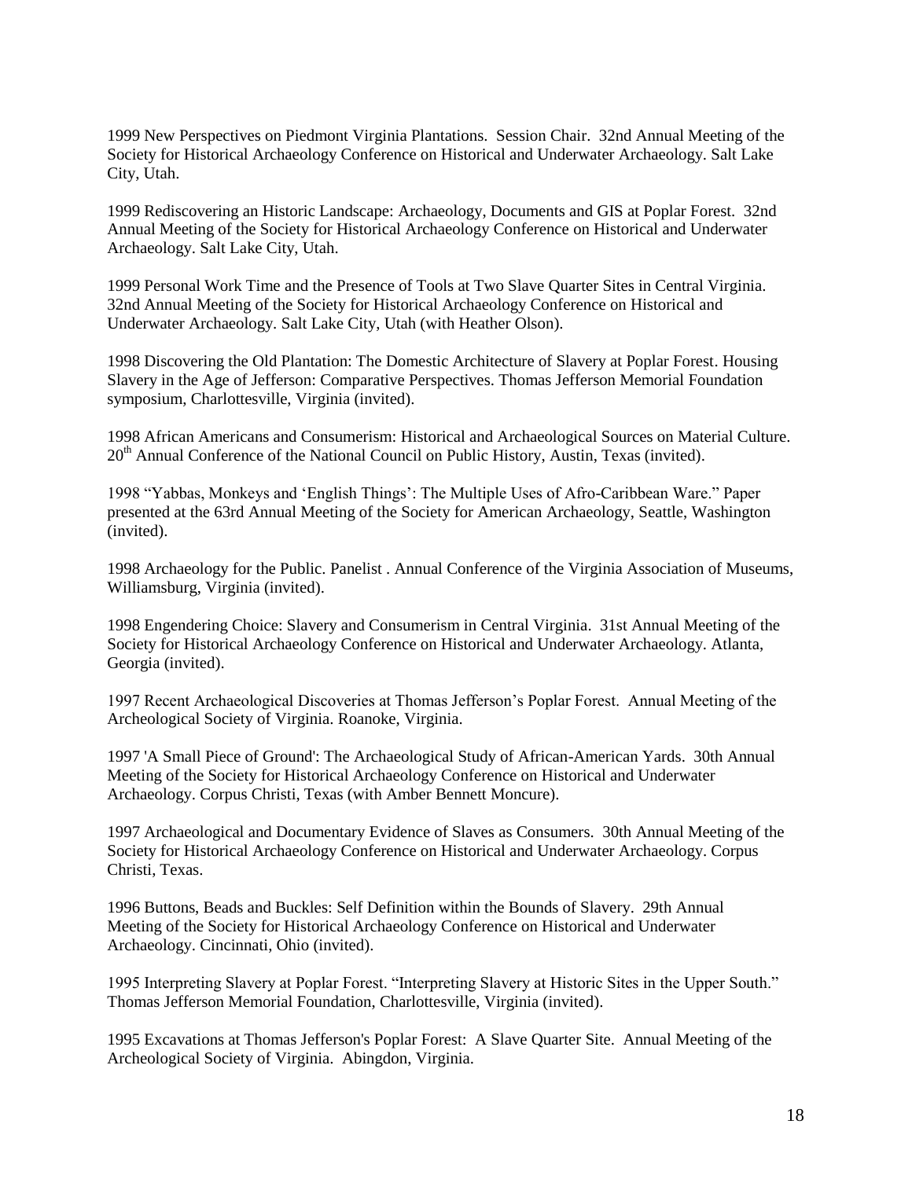1999 New Perspectives on Piedmont Virginia Plantations. Session Chair. 32nd Annual Meeting of the Society for Historical Archaeology Conference on Historical and Underwater Archaeology. Salt Lake City, Utah.

1999 Rediscovering an Historic Landscape: Archaeology, Documents and GIS at Poplar Forest. 32nd Annual Meeting of the Society for Historical Archaeology Conference on Historical and Underwater Archaeology. Salt Lake City, Utah.

1999 Personal Work Time and the Presence of Tools at Two Slave Quarter Sites in Central Virginia. 32nd Annual Meeting of the Society for Historical Archaeology Conference on Historical and Underwater Archaeology. Salt Lake City, Utah (with Heather Olson).

1998 Discovering the Old Plantation: The Domestic Architecture of Slavery at Poplar Forest. Housing Slavery in the Age of Jefferson: Comparative Perspectives. Thomas Jefferson Memorial Foundation symposium, Charlottesville, Virginia (invited).

1998 African Americans and Consumerism: Historical and Archaeological Sources on Material Culture. 20th Annual Conference of the National Council on Public History, Austin, Texas (invited).

1998 "Yabbas, Monkeys and 'English Things': The Multiple Uses of Afro-Caribbean Ware." Paper presented at the 63rd Annual Meeting of the Society for American Archaeology, Seattle, Washington (invited).

1998 Archaeology for the Public. Panelist . Annual Conference of the Virginia Association of Museums, Williamsburg, Virginia (invited).

1998 Engendering Choice: Slavery and Consumerism in Central Virginia. 31st Annual Meeting of the Society for Historical Archaeology Conference on Historical and Underwater Archaeology. Atlanta, Georgia (invited).

1997 Recent Archaeological Discoveries at Thomas Jefferson's Poplar Forest. Annual Meeting of the Archeological Society of Virginia. Roanoke, Virginia.

1997 'A Small Piece of Ground': The Archaeological Study of African-American Yards. 30th Annual Meeting of the Society for Historical Archaeology Conference on Historical and Underwater Archaeology. Corpus Christi, Texas (with Amber Bennett Moncure).

1997 Archaeological and Documentary Evidence of Slaves as Consumers. 30th Annual Meeting of the Society for Historical Archaeology Conference on Historical and Underwater Archaeology. Corpus Christi, Texas.

1996 Buttons, Beads and Buckles: Self Definition within the Bounds of Slavery. 29th Annual Meeting of the Society for Historical Archaeology Conference on Historical and Underwater Archaeology. Cincinnati, Ohio (invited).

1995 Interpreting Slavery at Poplar Forest. "Interpreting Slavery at Historic Sites in the Upper South." Thomas Jefferson Memorial Foundation, Charlottesville, Virginia (invited).

1995 Excavations at Thomas Jefferson's Poplar Forest: A Slave Quarter Site. Annual Meeting of the Archeological Society of Virginia. Abingdon, Virginia.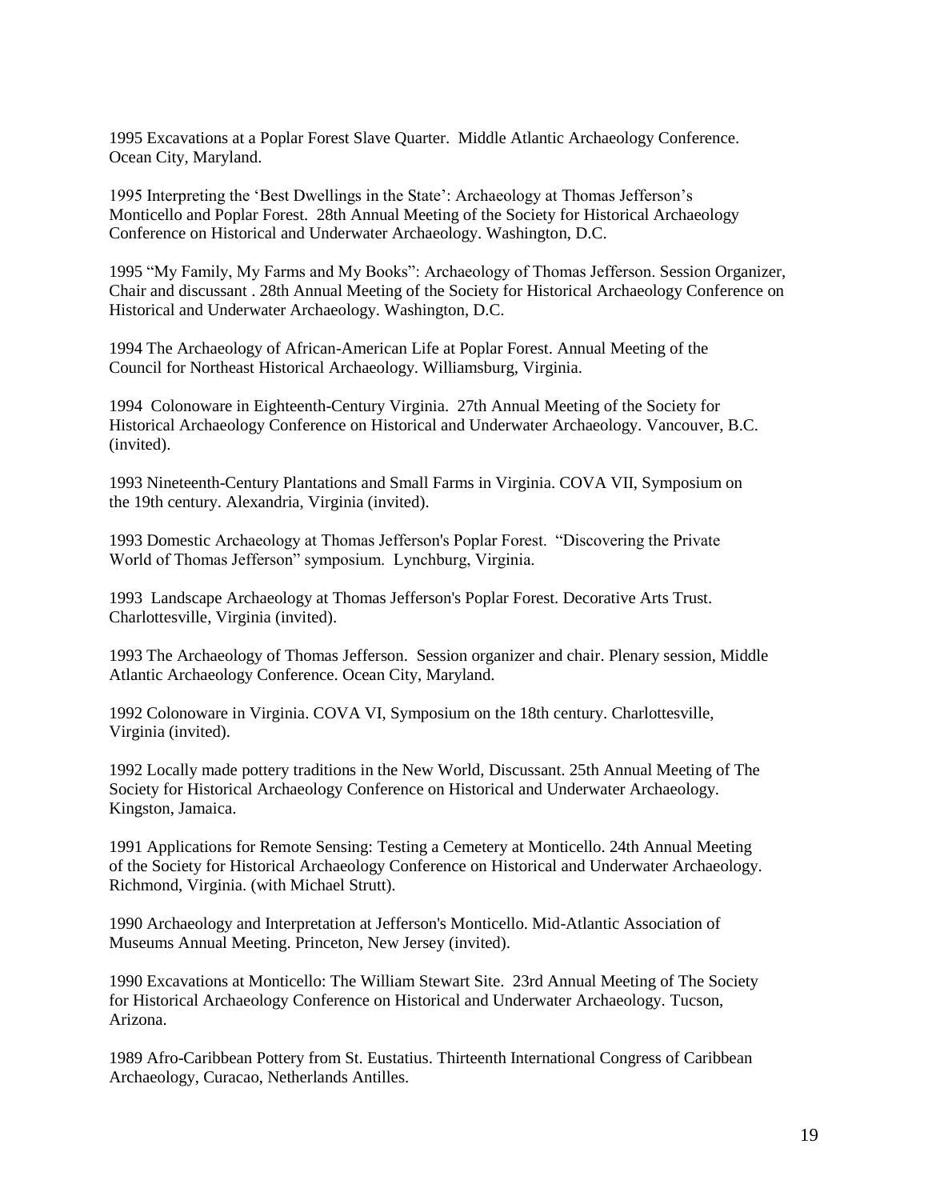1995 Excavations at a Poplar Forest Slave Quarter. Middle Atlantic Archaeology Conference. Ocean City, Maryland.

1995 Interpreting the 'Best Dwellings in the State': Archaeology at Thomas Jefferson's Monticello and Poplar Forest. 28th Annual Meeting of the Society for Historical Archaeology Conference on Historical and Underwater Archaeology. Washington, D.C.

1995 "My Family, My Farms and My Books": Archaeology of Thomas Jefferson. Session Organizer, Chair and discussant . 28th Annual Meeting of the Society for Historical Archaeology Conference on Historical and Underwater Archaeology. Washington, D.C.

1994 The Archaeology of African-American Life at Poplar Forest. Annual Meeting of the Council for Northeast Historical Archaeology. Williamsburg, Virginia.

1994 Colonoware in Eighteenth-Century Virginia. 27th Annual Meeting of the Society for Historical Archaeology Conference on Historical and Underwater Archaeology. Vancouver, B.C. (invited).

1993 Nineteenth-Century Plantations and Small Farms in Virginia. COVA VII, Symposium on the 19th century. Alexandria, Virginia (invited).

1993 Domestic Archaeology at Thomas Jefferson's Poplar Forest. "Discovering the Private World of Thomas Jefferson" symposium. Lynchburg, Virginia.

1993 Landscape Archaeology at Thomas Jefferson's Poplar Forest. Decorative Arts Trust. Charlottesville, Virginia (invited).

1993 The Archaeology of Thomas Jefferson. Session organizer and chair. Plenary session, Middle Atlantic Archaeology Conference. Ocean City, Maryland.

1992 Colonoware in Virginia. COVA VI, Symposium on the 18th century. Charlottesville, Virginia (invited).

1992 Locally made pottery traditions in the New World, Discussant. 25th Annual Meeting of The Society for Historical Archaeology Conference on Historical and Underwater Archaeology. Kingston, Jamaica.

1991 Applications for Remote Sensing: Testing a Cemetery at Monticello. 24th Annual Meeting of the Society for Historical Archaeology Conference on Historical and Underwater Archaeology. Richmond, Virginia. (with Michael Strutt).

1990 Archaeology and Interpretation at Jefferson's Monticello. Mid-Atlantic Association of Museums Annual Meeting. Princeton, New Jersey (invited).

1990 Excavations at Monticello: The William Stewart Site. 23rd Annual Meeting of The Society for Historical Archaeology Conference on Historical and Underwater Archaeology. Tucson, Arizona.

1989 Afro-Caribbean Pottery from St. Eustatius. Thirteenth International Congress of Caribbean Archaeology, Curacao, Netherlands Antilles.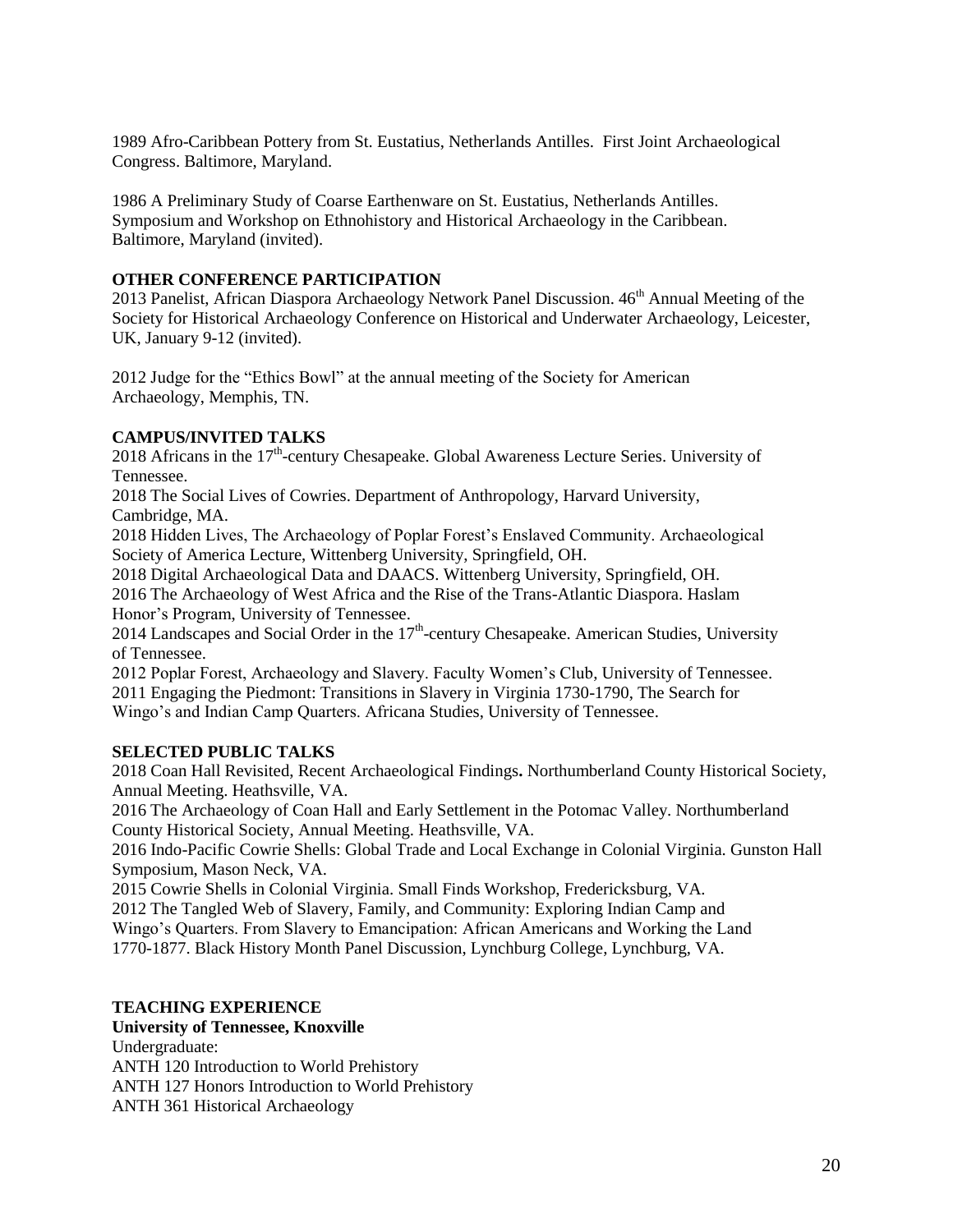1989 Afro-Caribbean Pottery from St. Eustatius, Netherlands Antilles. First Joint Archaeological Congress. Baltimore, Maryland.

1986 A Preliminary Study of Coarse Earthenware on St. Eustatius, Netherlands Antilles. Symposium and Workshop on Ethnohistory and Historical Archaeology in the Caribbean. Baltimore, Maryland (invited).

**OTHER CONFERENCE PARTICIPATION**

2013 Panelist, African Diaspora Archaeology Network Panel Discussion. 46th Annual Meeting of the Society for Historical Archaeology Conference on Historical and Underwater Archaeology, Leicester, UK, January 9-12 (invited).

2012 Judge for the "Ethics Bowl" at the annual meeting of the Society for American Archaeology, Memphis, TN.

**CAMPUS/INVITED TALKS**

2018 Africans in the 17th-century Chesapeake. Global Awareness Lecture Series. University of Tennessee.
2018 The Social Lives of Cowries. Department of Anthropology, Harvard University, Cambridge, MA.
2018 Hidden Lives, The Archaeology of Poplar Forest's Enslaved Community. Archaeological Society of America Lecture, Wittenberg University, Springfield, OH.
2018 Digital Archaeological Data and DAACS. Wittenberg University, Springfield, OH.
2016 The Archaeology of West Africa and the Rise of the Trans-Atlantic Diaspora. Haslam Honor's Program, University of Tennessee.
2014 Landscapes and Social Order in the 17th-century Chesapeake. American Studies, University of Tennessee.
2012 Poplar Forest, Archaeology and Slavery. Faculty Women's Club, University of Tennessee.
2011 Engaging the Piedmont: Transitions in Slavery in Virginia 1730-1790, The Search for Wingo's and Indian Camp Quarters. Africana Studies, University of Tennessee.

**SELECTED PUBLIC TALKS**

2018 Coan Hall Revisited, Recent Archaeological Findings**.** Northumberland County Historical Society, Annual Meeting. Heathsville, VA.
2016 The Archaeology of Coan Hall and Early Settlement in the Potomac Valley. Northumberland County Historical Society, Annual Meeting. Heathsville, VA.
2016 Indo-Pacific Cowrie Shells: Global Trade and Local Exchange in Colonial Virginia. Gunston Hall Symposium, Mason Neck, VA.
2015 Cowrie Shells in Colonial Virginia. Small Finds Workshop, Fredericksburg, VA.
2012 The Tangled Web of Slavery, Family, and Community: Exploring Indian Camp and Wingo's Quarters. From Slavery to Emancipation: African Americans and Working the Land 1770-1877. Black History Month Panel Discussion, Lynchburg College, Lynchburg, VA.

**TEACHING EXPERIENCE**

**University of Tennessee, Knoxville**

Undergraduate:
ANTH 120 Introduction to World Prehistory
ANTH 127 Honors Introduction to World Prehistory
ANTH 361 Historical Archaeology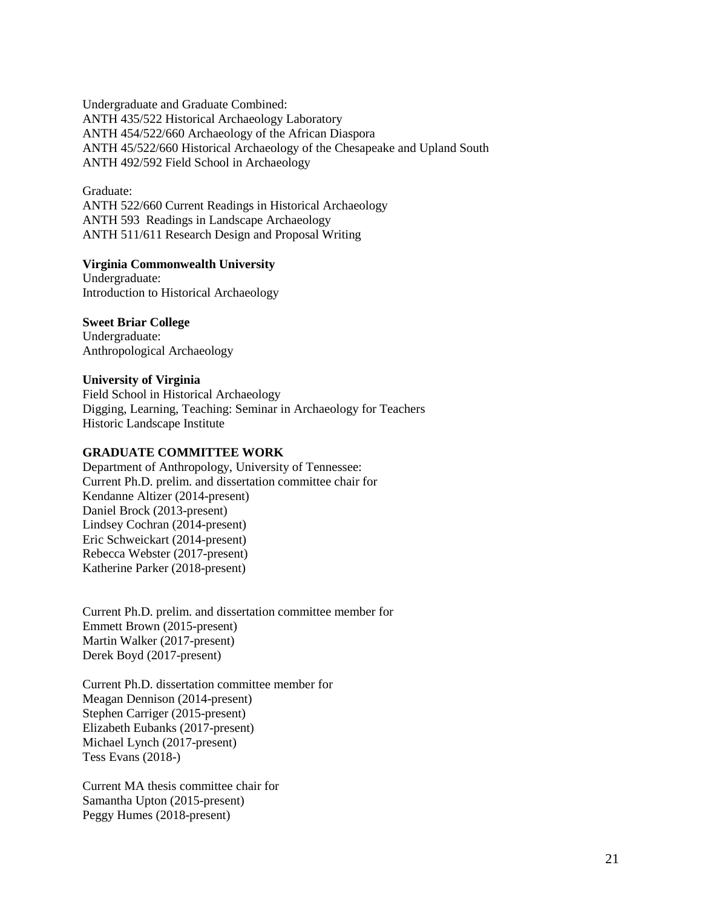Undergraduate and Graduate Combined:
ANTH 435/522 Historical Archaeology Laboratory
ANTH 454/522/660 Archaeology of the African Diaspora
ANTH 45/522/660 Historical Archaeology of the Chesapeake and Upland South
ANTH 492/592 Field School in Archaeology

Graduate:
ANTH 522/660 Current Readings in Historical Archaeology
ANTH 593 Readings in Landscape Archaeology
ANTH 511/611 Research Design and Proposal Writing

**Virginia Commonwealth University**
Undergraduate:
Introduction to Historical Archaeology

**Sweet Briar College**
Undergraduate:
Anthropological Archaeology

**University of Virginia**
Field School in Historical Archaeology
Digging, Learning, Teaching: Seminar in Archaeology for Teachers
Historic Landscape Institute

**GRADUATE COMMITTEE WORK**
Department of Anthropology, University of Tennessee:
Current Ph.D. prelim. and dissertation committee chair for
Kendanne Altizer (2014-present)
Daniel Brock (2013-present)
Lindsey Cochran (2014-present)
Eric Schweickart (2014-present)
Rebecca Webster (2017-present)
Katherine Parker (2018-present)

Current Ph.D. prelim. and dissertation committee member for
Emmett Brown (2015-present)
Martin Walker (2017-present)
Derek Boyd (2017-present)

Current Ph.D. dissertation committee member for
Meagan Dennison (2014-present)
Stephen Carriger (2015-present)
Elizabeth Eubanks (2017-present)
Michael Lynch (2017-present)
Tess Evans (2018-)

Current MA thesis committee chair for
Samantha Upton (2015-present)
Peggy Humes (2018-present)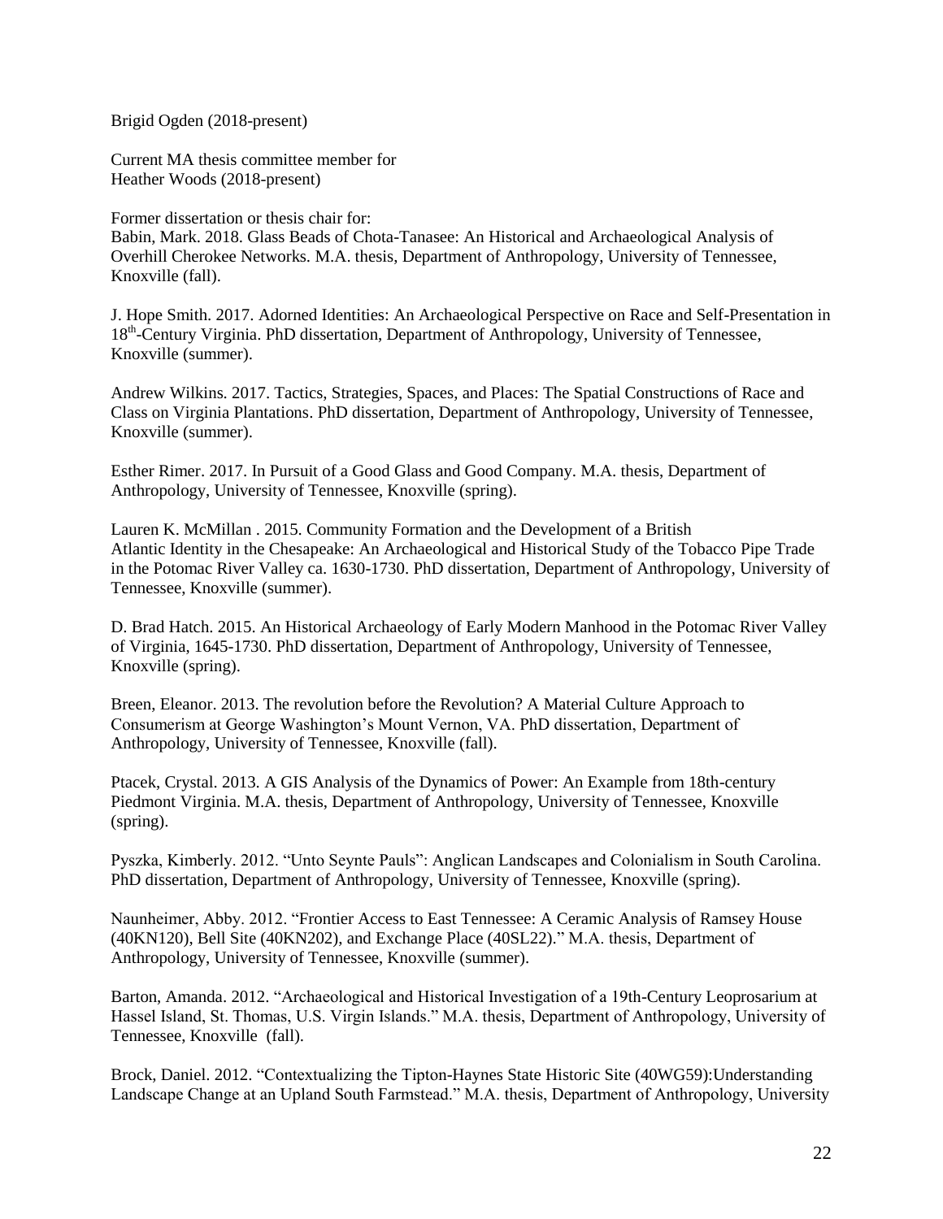Brigid Ogden (2018-present)

Current MA thesis committee member for
Heather Woods (2018-present)

Former dissertation or thesis chair for:
Babin, Mark. 2018. Glass Beads of Chota-Tanasee: An Historical and Archaeological Analysis of Overhill Cherokee Networks. M.A. thesis, Department of Anthropology, University of Tennessee, Knoxville (fall).

J. Hope Smith. 2017. Adorned Identities: An Archaeological Perspective on Race and Self-Presentation in 18th-Century Virginia. PhD dissertation, Department of Anthropology, University of Tennessee, Knoxville (summer).

Andrew Wilkins. 2017. Tactics, Strategies, Spaces, and Places: The Spatial Constructions of Race and Class on Virginia Plantations. PhD dissertation, Department of Anthropology, University of Tennessee, Knoxville (summer).

Esther Rimer. 2017. In Pursuit of a Good Glass and Good Company. M.A. thesis, Department of Anthropology, University of Tennessee, Knoxville (spring).

Lauren K. McMillan . 2015. Community Formation and the Development of a British Atlantic Identity in the Chesapeake: An Archaeological and Historical Study of the Tobacco Pipe Trade in the Potomac River Valley ca. 1630-1730. PhD dissertation, Department of Anthropology, University of Tennessee, Knoxville (summer).

D. Brad Hatch. 2015. An Historical Archaeology of Early Modern Manhood in the Potomac River Valley of Virginia, 1645-1730. PhD dissertation, Department of Anthropology, University of Tennessee, Knoxville (spring).

Breen, Eleanor. 2013. The revolution before the Revolution? A Material Culture Approach to Consumerism at George Washington's Mount Vernon, VA. PhD dissertation, Department of Anthropology, University of Tennessee, Knoxville (fall).

Ptacek, Crystal. 2013. A GIS Analysis of the Dynamics of Power: An Example from 18th-century Piedmont Virginia. M.A. thesis, Department of Anthropology, University of Tennessee, Knoxville (spring).

Pyszka, Kimberly. 2012. "Unto Seynte Pauls": Anglican Landscapes and Colonialism in South Carolina. PhD dissertation, Department of Anthropology, University of Tennessee, Knoxville (spring).

Naunheimer, Abby. 2012. "Frontier Access to East Tennessee: A Ceramic Analysis of Ramsey House (40KN120), Bell Site (40KN202), and Exchange Place (40SL22)." M.A. thesis, Department of Anthropology, University of Tennessee, Knoxville (summer).

Barton, Amanda. 2012. "Archaeological and Historical Investigation of a 19th-Century Leoprosarium at Hassel Island, St. Thomas, U.S. Virgin Islands." M.A. thesis, Department of Anthropology, University of Tennessee, Knoxville (fall).

Brock, Daniel. 2012. "Contextualizing the Tipton-Haynes State Historic Site (40WG59):Understanding Landscape Change at an Upland South Farmstead." M.A. thesis, Department of Anthropology, University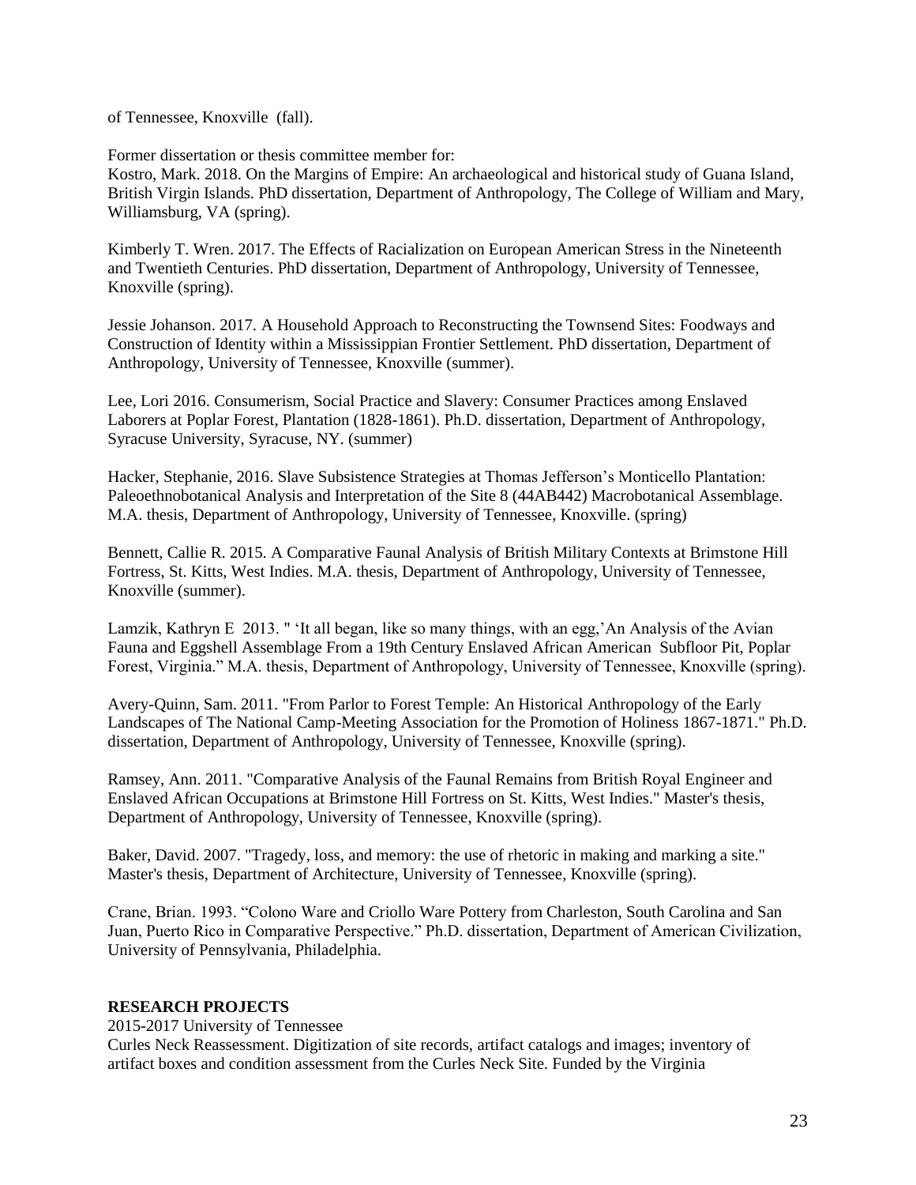of Tennessee, Knoxville (fall).

Former dissertation or thesis committee member for:
Kostro, Mark. 2018. On the Margins of Empire: An archaeological and historical study of Guana Island, British Virgin Islands. PhD dissertation, Department of Anthropology, The College of William and Mary, Williamsburg, VA (spring).

Kimberly T. Wren. 2017. The Effects of Racialization on European American Stress in the Nineteenth and Twentieth Centuries. PhD dissertation, Department of Anthropology, University of Tennessee, Knoxville (spring).

Jessie Johanson. 2017. A Household Approach to Reconstructing the Townsend Sites: Foodways and Construction of Identity within a Mississippian Frontier Settlement. PhD dissertation, Department of Anthropology, University of Tennessee, Knoxville (summer).

Lee, Lori 2016. Consumerism, Social Practice and Slavery: Consumer Practices among Enslaved Laborers at Poplar Forest, Plantation (1828-1861). Ph.D. dissertation, Department of Anthropology, Syracuse University, Syracuse, NY. (summer)

Hacker, Stephanie, 2016. Slave Subsistence Strategies at Thomas Jefferson's Monticello Plantation: Paleoethnobotanical Analysis and Interpretation of the Site 8 (44AB442) Macrobotanical Assemblage. M.A. thesis, Department of Anthropology, University of Tennessee, Knoxville. (spring)

Bennett, Callie R. 2015. A Comparative Faunal Analysis of British Military Contexts at Brimstone Hill Fortress, St. Kitts, West Indies. M.A. thesis, Department of Anthropology, University of Tennessee, Knoxville (summer).

Lamzik, Kathryn E 2013. " 'It all began, like so many things, with an egg,'An Analysis of the Avian Fauna and Eggshell Assemblage From a 19th Century Enslaved African American Subfloor Pit, Poplar Forest, Virginia." M.A. thesis, Department of Anthropology, University of Tennessee, Knoxville (spring).

Avery-Quinn, Sam. 2011. "From Parlor to Forest Temple: An Historical Anthropology of the Early Landscapes of The National Camp-Meeting Association for the Promotion of Holiness 1867-1871." Ph.D. dissertation, Department of Anthropology, University of Tennessee, Knoxville (spring).

Ramsey, Ann. 2011. "Comparative Analysis of the Faunal Remains from British Royal Engineer and Enslaved African Occupations at Brimstone Hill Fortress on St. Kitts, West Indies." Master's thesis, Department of Anthropology, University of Tennessee, Knoxville (spring).

Baker, David. 2007. "Tragedy, loss, and memory: the use of rhetoric in making and marking a site." Master's thesis, Department of Architecture, University of Tennessee, Knoxville (spring).

Crane, Brian. 1993. "Colono Ware and Criollo Ware Pottery from Charleston, South Carolina and San Juan, Puerto Rico in Comparative Perspective." Ph.D. dissertation, Department of American Civilization, University of Pennsylvania, Philadelphia.

## RESEARCH PROJECTS

2015-2017 University of Tennessee
Curles Neck Reassessment. Digitization of site records, artifact catalogs and images; inventory of artifact boxes and condition assessment from the Curles Neck Site. Funded by the Virginia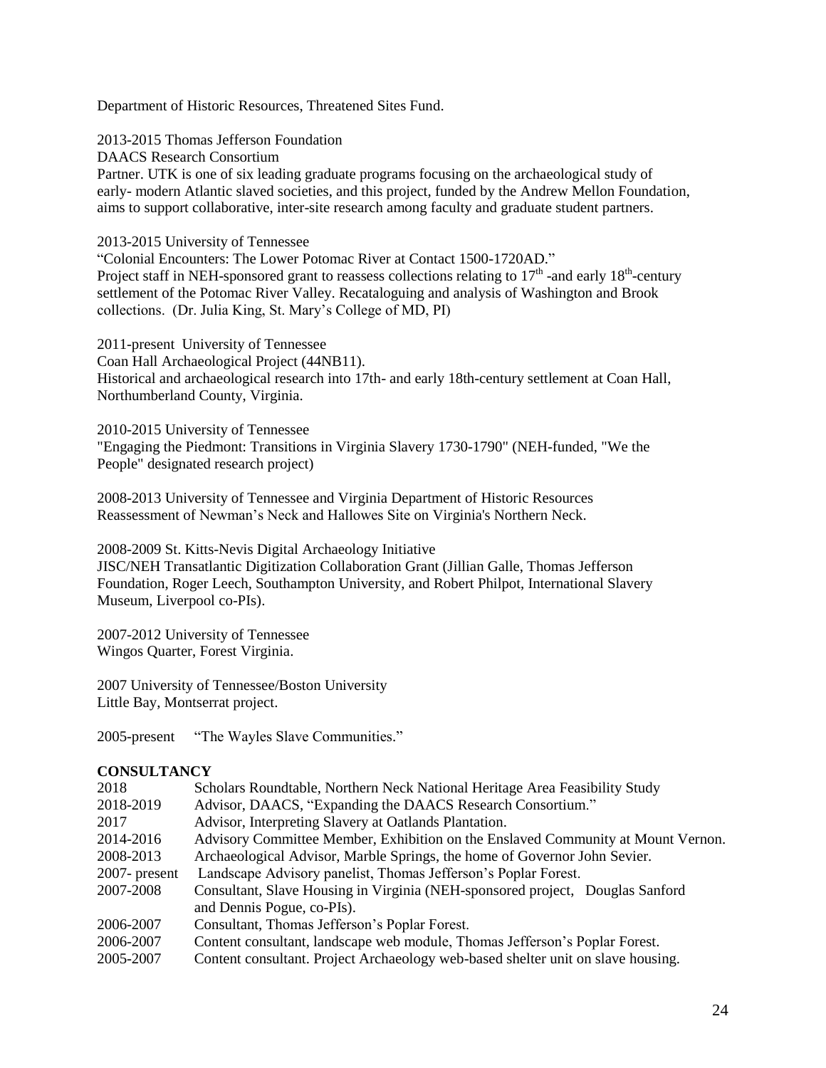Department of Historic Resources, Threatened Sites Fund.

2013-2015 Thomas Jefferson Foundation
DAACS Research Consortium
Partner. UTK is one of six leading graduate programs focusing on the archaeological study of early- modern Atlantic slaved societies, and this project, funded by the Andrew Mellon Foundation, aims to support collaborative, inter-site research among faculty and graduate student partners.

2013-2015 University of Tennessee
"Colonial Encounters: The Lower Potomac River at Contact 1500-1720AD."
Project staff in NEH-sponsored grant to reassess collections relating to 17th -and early 18th-century settlement of the Potomac River Valley. Recataloguing and analysis of Washington and Brook collections. (Dr. Julia King, St. Mary's College of MD, PI)

2011-present University of Tennessee
Coan Hall Archaeological Project (44NB11).
Historical and archaeological research into 17th- and early 18th-century settlement at Coan Hall, Northumberland County, Virginia.

2010-2015 University of Tennessee
"Engaging the Piedmont: Transitions in Virginia Slavery 1730-1790" (NEH-funded, "We the People" designated research project)

2008-2013 University of Tennessee and Virginia Department of Historic Resources
Reassessment of Newman's Neck and Hallowes Site on Virginia's Northern Neck.

2008-2009 St. Kitts-Nevis Digital Archaeology Initiative
JISC/NEH Transatlantic Digitization Collaboration Grant (Jillian Galle, Thomas Jefferson Foundation, Roger Leech, Southampton University, and Robert Philpot, International Slavery Museum, Liverpool co-PIs).

2007-2012 University of Tennessee
Wingos Quarter, Forest Virginia.

2007 University of Tennessee/Boston University
Little Bay, Montserrat project.

2005-present "The Wayles Slave Communities."

**CONSULTANCY**

| | |
|---|---|
| 2018 | Scholars Roundtable, Northern Neck National Heritage Area Feasibility Study |
| 2018-2019 | Advisor, DAACS, "Expanding the DAACS Research Consortium." |
| 2017 | Advisor, Interpreting Slavery at Oatlands Plantation. |
| 2014-2016 | Advisory Committee Member, Exhibition on the Enslaved Community at Mount Vernon. |
| 2008-2013 | Archaeological Advisor, Marble Springs, the home of Governor John Sevier. |
| 2007- present | Landscape Advisory panelist, Thomas Jefferson's Poplar Forest. |
| 2007-2008 | Consultant, Slave Housing in Virginia (NEH-sponsored project, Douglas Sanford and Dennis Pogue, co-PIs). |
| 2006-2007 | Consultant, Thomas Jefferson's Poplar Forest. |
| 2006-2007 | Content consultant, landscape web module, Thomas Jefferson's Poplar Forest. |
| 2005-2007 | Content consultant. Project Archaeology web-based shelter unit on slave housing. |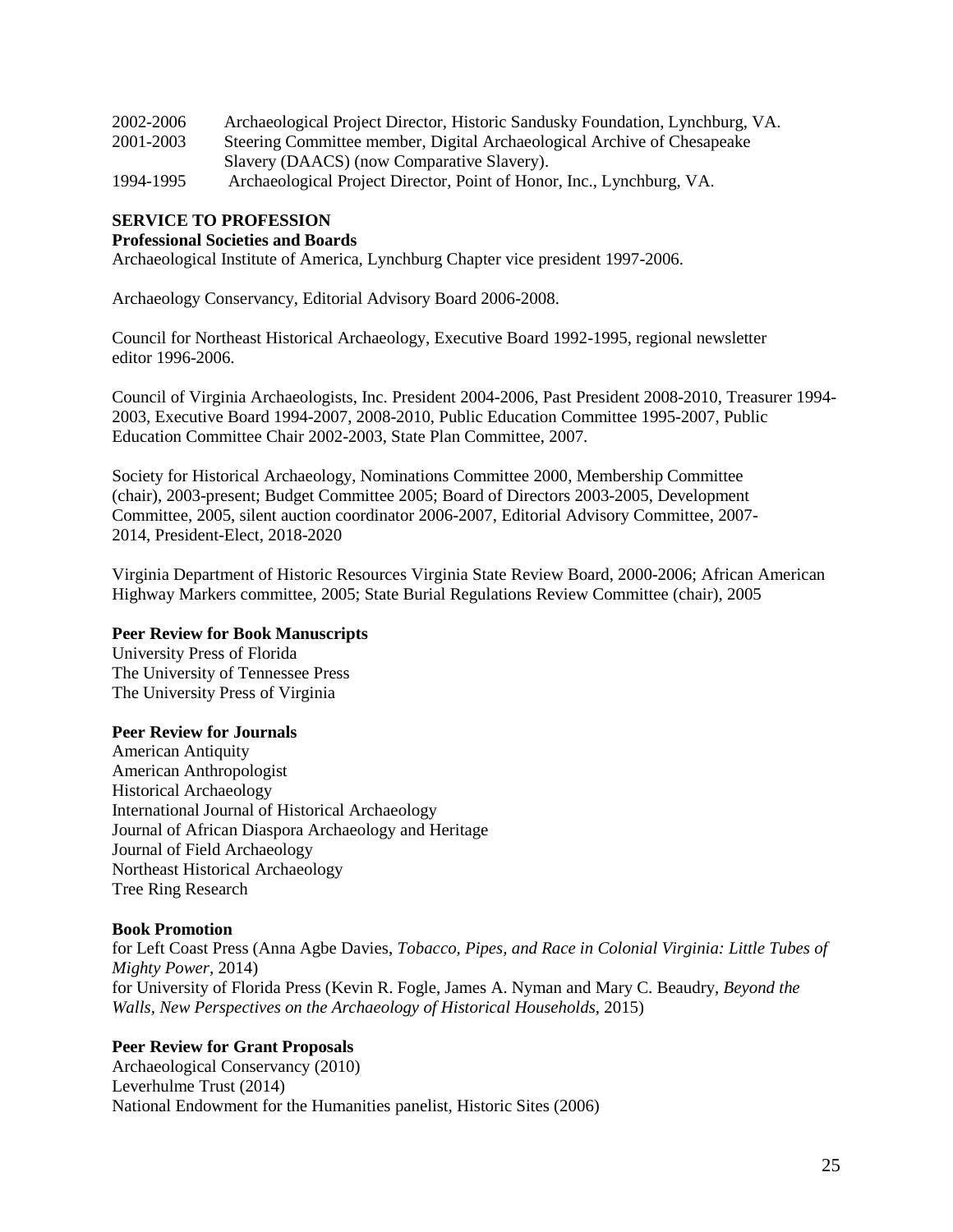2002-2006 Archaeological Project Director, Historic Sandusky Foundation, Lynchburg, VA.
2001-2003 Steering Committee member, Digital Archaeological Archive of Chesapeake Slavery (DAACS) (now Comparative Slavery).
1994-1995 Archaeological Project Director, Point of Honor, Inc., Lynchburg, VA.

**SERVICE TO PROFESSION**

**Professional Societies and Boards**

Archaeological Institute of America, Lynchburg Chapter vice president 1997-2006.

Archaeology Conservancy, Editorial Advisory Board 2006-2008.

Council for Northeast Historical Archaeology, Executive Board 1992-1995, regional newsletter editor 1996-2006.

Council of Virginia Archaeologists, Inc. President 2004-2006, Past President 2008-2010, Treasurer 1994-2003, Executive Board 1994-2007, 2008-2010, Public Education Committee 1995-2007, Public Education Committee Chair 2002-2003, State Plan Committee, 2007.

Society for Historical Archaeology, Nominations Committee 2000, Membership Committee (chair), 2003-present; Budget Committee 2005; Board of Directors 2003-2005, Development Committee, 2005, silent auction coordinator 2006-2007, Editorial Advisory Committee, 2007-2014, President-Elect, 2018-2020

Virginia Department of Historic Resources Virginia State Review Board, 2000-2006; African American Highway Markers committee, 2005; State Burial Regulations Review Committee (chair), 2005

**Peer Review for Book Manuscripts**

University Press of Florida
The University of Tennessee Press
The University Press of Virginia

**Peer Review for Journals**

American Antiquity
American Anthropologist
Historical Archaeology
International Journal of Historical Archaeology
Journal of African Diaspora Archaeology and Heritage
Journal of Field Archaeology
Northeast Historical Archaeology
Tree Ring Research

**Book Promotion**

for Left Coast Press (Anna Agbe Davies, *Tobacco, Pipes, and Race in Colonial Virginia: Little Tubes of Mighty Power,* 2014)
for University of Florida Press (Kevin R. Fogle, James A. Nyman and Mary C. Beaudry, *Beyond the Walls, New Perspectives on the Archaeology of Historical Households*, 2015)

**Peer Review for Grant Proposals**

Archaeological Conservancy (2010)
Leverhulme Trust (2014)
National Endowment for the Humanities panelist, Historic Sites (2006)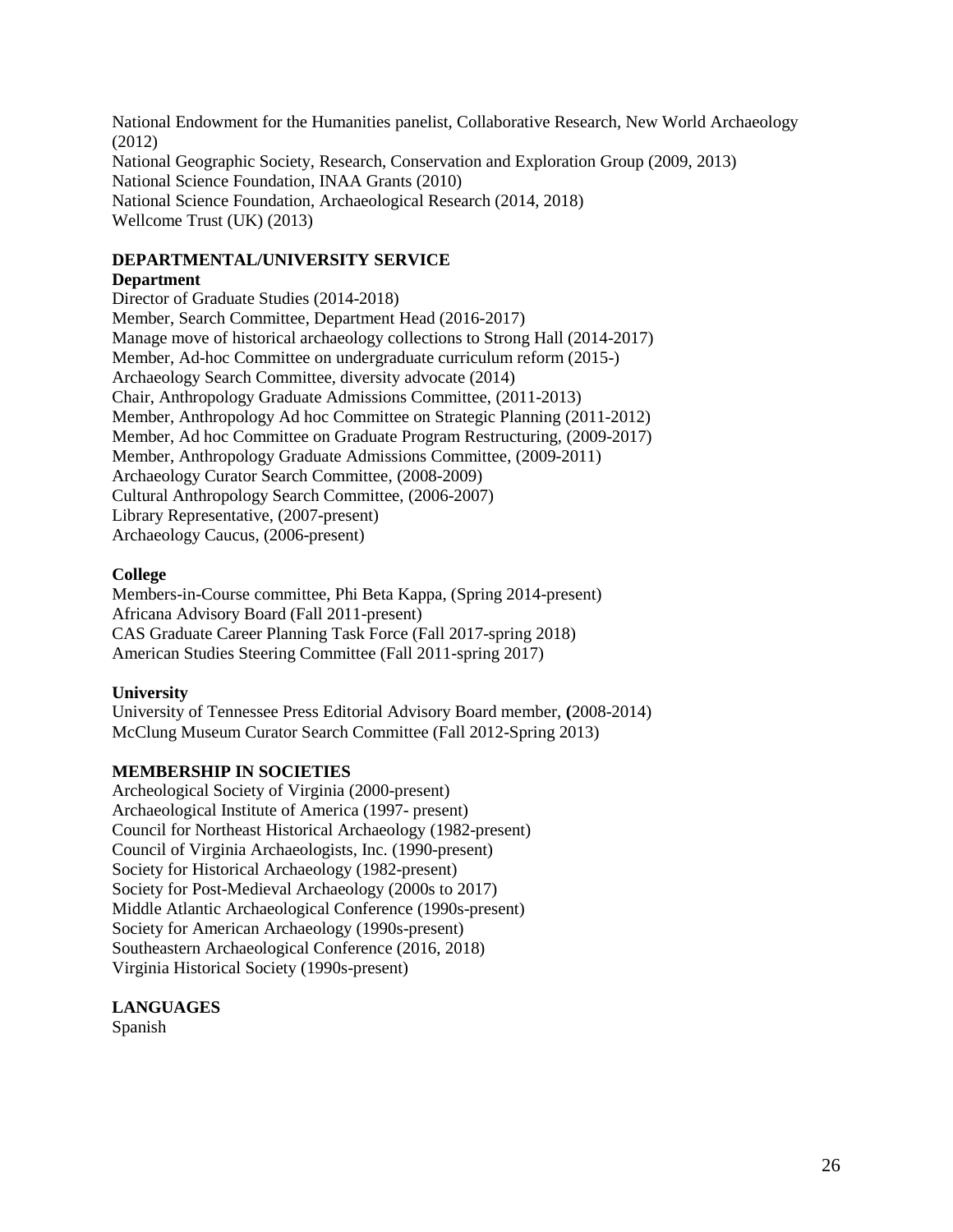National Endowment for the Humanities panelist, Collaborative Research, New World Archaeology (2012)
National Geographic Society, Research, Conservation and Exploration Group (2009, 2013)
National Science Foundation, INAA Grants (2010)
National Science Foundation, Archaeological Research (2014, 2018)
Wellcome Trust (UK) (2013)

**DEPARTMENTAL/UNIVERSITY SERVICE**

**Department**

Director of Graduate Studies (2014-2018)
Member, Search Committee, Department Head (2016-2017)
Manage move of historical archaeology collections to Strong Hall (2014-2017)
Member, Ad-hoc Committee on undergraduate curriculum reform (2015-)
Archaeology Search Committee, diversity advocate (2014)
Chair, Anthropology Graduate Admissions Committee, (2011-2013)
Member, Anthropology Ad hoc Committee on Strategic Planning (2011-2012)
Member, Ad hoc Committee on Graduate Program Restructuring, (2009-2017)
Member, Anthropology Graduate Admissions Committee, (2009-2011)
Archaeology Curator Search Committee, (2008-2009)
Cultural Anthropology Search Committee, (2006-2007)
Library Representative, (2007-present)
Archaeology Caucus, (2006-present)

**College**

Members-in-Course committee, Phi Beta Kappa, (Spring 2014-present)
Africana Advisory Board (Fall 2011-present)
CAS Graduate Career Planning Task Force (Fall 2017-spring 2018)
American Studies Steering Committee (Fall 2011-spring 2017)

**University**

University of Tennessee Press Editorial Advisory Board member, **(**2008-2014)
McClung Museum Curator Search Committee (Fall 2012-Spring 2013)

**MEMBERSHIP IN SOCIETIES**

Archeological Society of Virginia (2000-present)
Archaeological Institute of America (1997- present)
Council for Northeast Historical Archaeology (1982-present)
Council of Virginia Archaeologists, Inc. (1990-present)
Society for Historical Archaeology (1982-present)
Society for Post-Medieval Archaeology (2000s to 2017)
Middle Atlantic Archaeological Conference (1990s-present)
Society for American Archaeology (1990s-present)
Southeastern Archaeological Conference (2016, 2018)
Virginia Historical Society (1990s-present)

**LANGUAGES**

Spanish